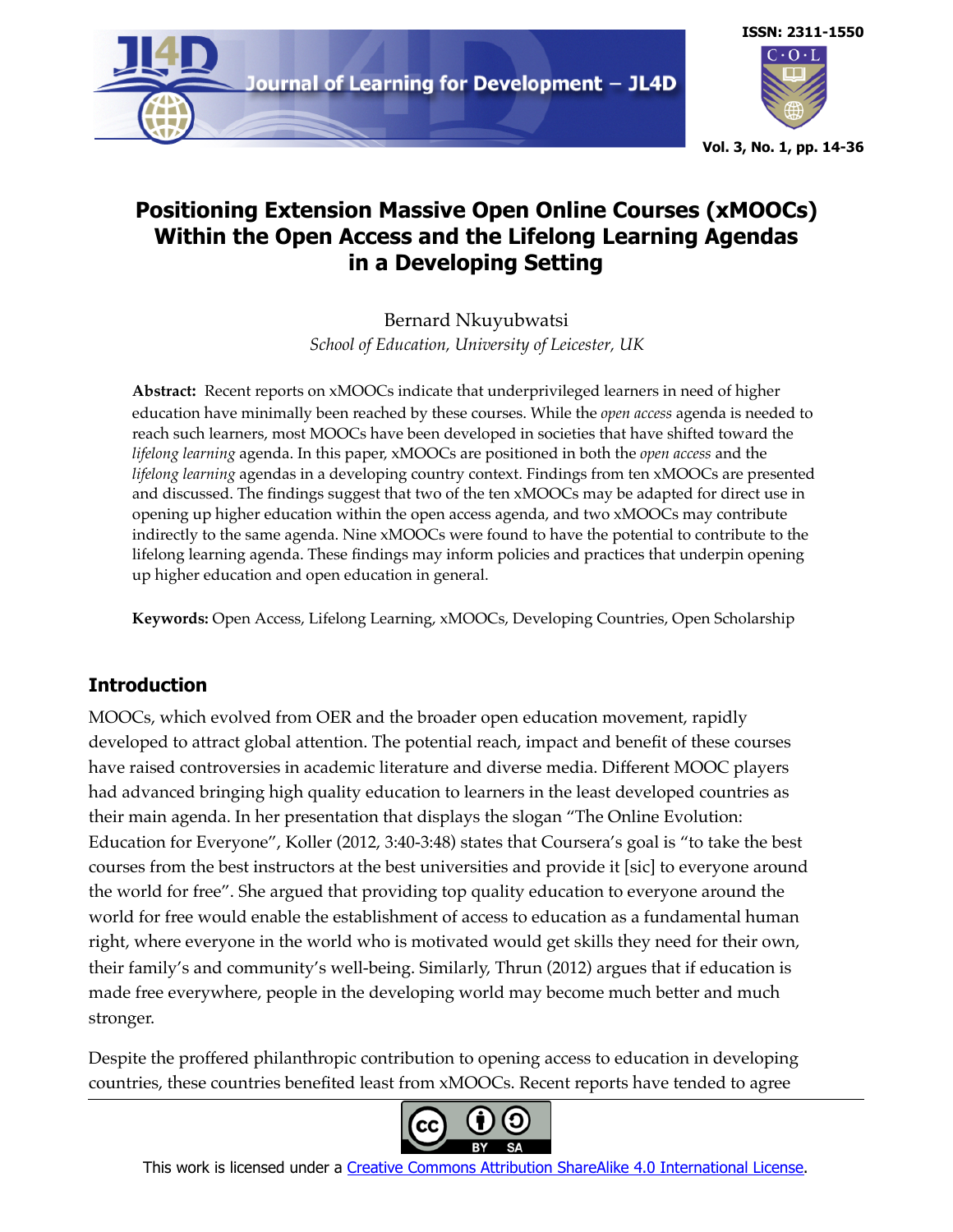# Positioning Extension Massive Open Online Courses (xMOOCs) Within the Open Access and the Lifelong Learning Agendas in a Developing Setting

Bernard Nkuyubwatsi
*School of Education, University of Leicester, UK*

**Abstract:** Recent reports on xMOOCs indicate that underprivileged learners in need of higher education have minimally been reached by these courses. While the *open access* agenda is needed to reach such learners, most MOOCs have been developed in societies that have shifted toward the *lifelong learning* agenda. In this paper, xMOOCs are positioned in both the *open access* and the *lifelong learning* agendas in a developing country context. Findings from ten xMOOCs are presented and discussed. The findings suggest that two of the ten xMOOCs may be adapted for direct use in opening up higher education within the open access agenda, and two xMOOCs may contribute indirectly to the same agenda. Nine xMOOCs were found to have the potential to contribute to the lifelong learning agenda. These findings may inform policies and practices that underpin opening up higher education and open education in general.

**Keywords:** Open Access, Lifelong Learning, xMOOCs, Developing Countries, Open Scholarship

## Introduction

MOOCs, which evolved from OER and the broader open education movement, rapidly developed to attract global attention. The potential reach, impact and benefit of these courses have raised controversies in academic literature and diverse media. Different MOOC players had advanced bringing high quality education to learners in the least developed countries as their main agenda. In her presentation that displays the slogan "The Online Evolution: Education for Everyone", Koller (2012, 3:40-3:48) states that Coursera's goal is "to take the best courses from the best instructors at the best universities and provide it [sic] to everyone around the world for free". She argued that providing top quality education to everyone around the world for free would enable the establishment of access to education as a fundamental human right, where everyone in the world who is motivated would get skills they need for their own, their family's and community's well-being. Similarly, Thrun (2012) argues that if education is made free everywhere, people in the developing world may become much better and much stronger.

Despite the proffered philanthropic contribution to opening access to education in developing countries, these countries benefited least from xMOOCs. Recent reports have tended to agree

This work is licensed under a Creative Commons Attribution ShareAlike 4.0 International License.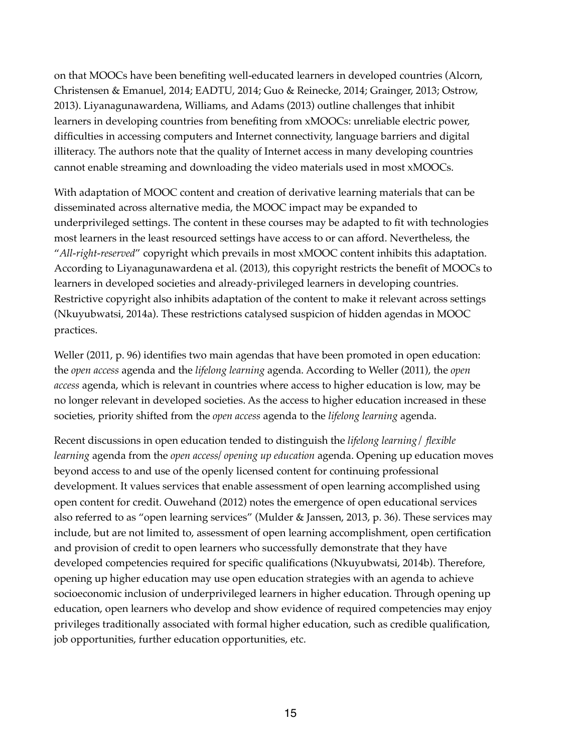on that MOOCs have been benefiting well-educated learners in developed countries (Alcorn, Christensen & Emanuel, 2014; EADTU, 2014; Guo & Reinecke, 2014; Grainger, 2013; Ostrow, 2013). Liyanagunawardena, Williams, and Adams (2013) outline challenges that inhibit learners in developing countries from benefiting from xMOOCs: unreliable electric power, difficulties in accessing computers and Internet connectivity, language barriers and digital illiteracy. The authors note that the quality of Internet access in many developing countries cannot enable streaming and downloading the video materials used in most xMOOCs.

With adaptation of MOOC content and creation of derivative learning materials that can be disseminated across alternative media, the MOOC impact may be expanded to underprivileged settings. The content in these courses may be adapted to fit with technologies most learners in the least resourced settings have access to or can afford. Nevertheless, the "*All-right-reserved*" copyright which prevails in most xMOOC content inhibits this adaptation. According to Liyanagunawardena et al. (2013), this copyright restricts the benefit of MOOCs to learners in developed societies and already-privileged learners in developing countries. Restrictive copyright also inhibits adaptation of the content to make it relevant across settings (Nkuyubwatsi, 2014a). These restrictions catalysed suspicion of hidden agendas in MOOC practices.

Weller (2011, p. 96) identifies two main agendas that have been promoted in open education: the *open access* agenda and the *lifelong learning* agenda. According to Weller (2011), the *open access* agenda, which is relevant in countries where access to higher education is low, may be no longer relevant in developed societies. As the access to higher education increased in these societies, priority shifted from the *open access* agenda to the *lifelong learning* agenda.

Recent discussions in open education tended to distinguish the *lifelong learning/ flexible learning* agenda from the *open access/ opening up education* agenda. Opening up education moves beyond access to and use of the openly licensed content for continuing professional development. It values services that enable assessment of open learning accomplished using open content for credit. Ouwehand (2012) notes the emergence of open educational services also referred to as "open learning services" (Mulder & Janssen, 2013, p. 36). These services may include, but are not limited to, assessment of open learning accomplishment, open certification and provision of credit to open learners who successfully demonstrate that they have developed competencies required for specific qualifications (Nkuyubwatsi, 2014b). Therefore, opening up higher education may use open education strategies with an agenda to achieve socioeconomic inclusion of underprivileged learners in higher education. Through opening up education, open learners who develop and show evidence of required competencies may enjoy privileges traditionally associated with formal higher education, such as credible qualification, job opportunities, further education opportunities, etc.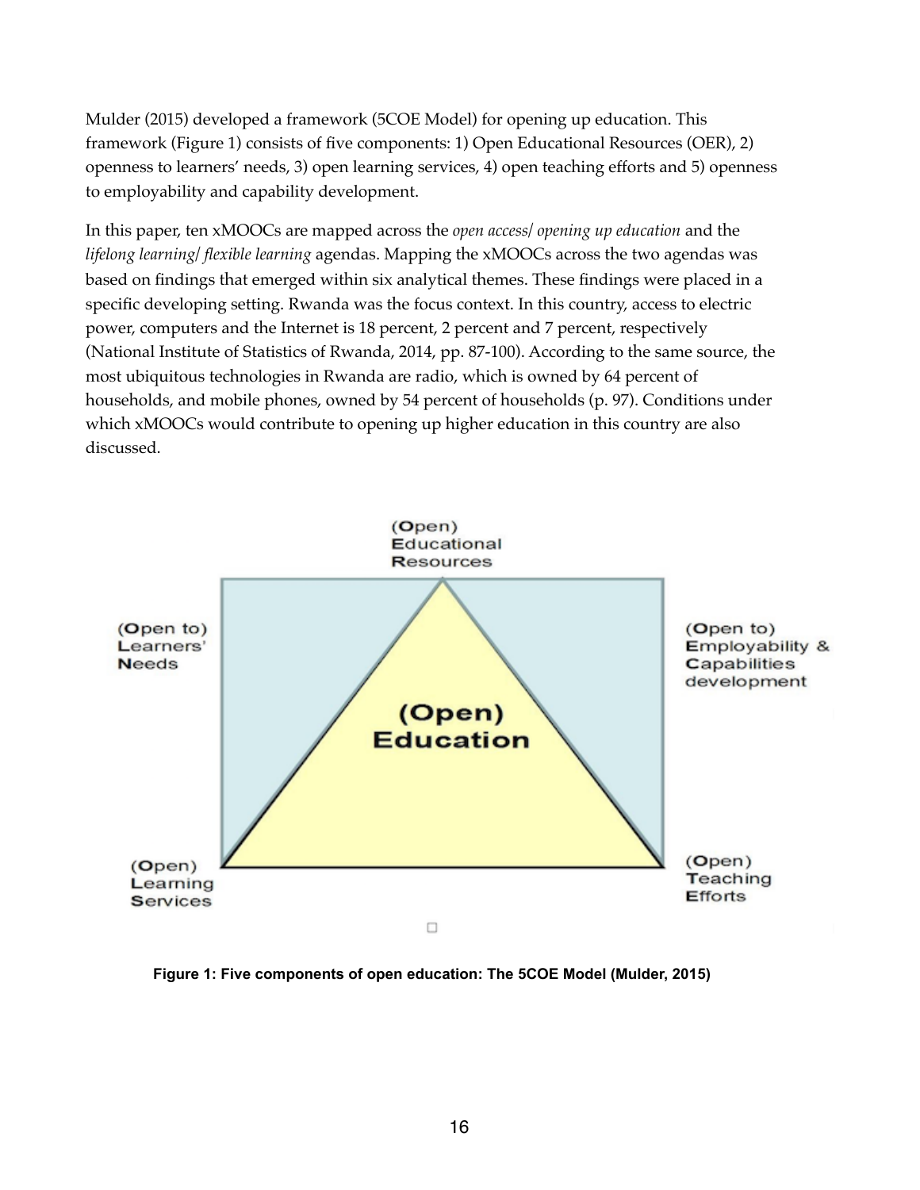Mulder (2015) developed a framework (5COE Model) for opening up education. This framework (Figure 1) consists of five components: 1) Open Educational Resources (OER), 2) openness to learners' needs, 3) open learning services, 4) open teaching efforts and 5) openness to employability and capability development.

In this paper, ten xMOOCs are mapped across the *open access/ opening up education* and the *lifelong learning/ flexible learning* agendas. Mapping the xMOOCs across the two agendas was based on findings that emerged within six analytical themes. These findings were placed in a specific developing setting. Rwanda was the focus context. In this country, access to electric power, computers and the Internet is 18 percent, 2 percent and 7 percent, respectively (National Institute of Statistics of Rwanda, 2014, pp. 87-100). According to the same source, the most ubiquitous technologies in Rwanda are radio, which is owned by 64 percent of households, and mobile phones, owned by 54 percent of households (p. 97). Conditions under which xMOOCs would contribute to opening up higher education in this country are also discussed.

(Open) Educational Resources

(Open to) Learners' Needs

(Open to) Employability & Capabilities development

(Open) Education

(Open) Learning Services

(Open) Teaching Efforts

**Figure 1: Five components of open education: The 5COE Model (Mulder, 2015)**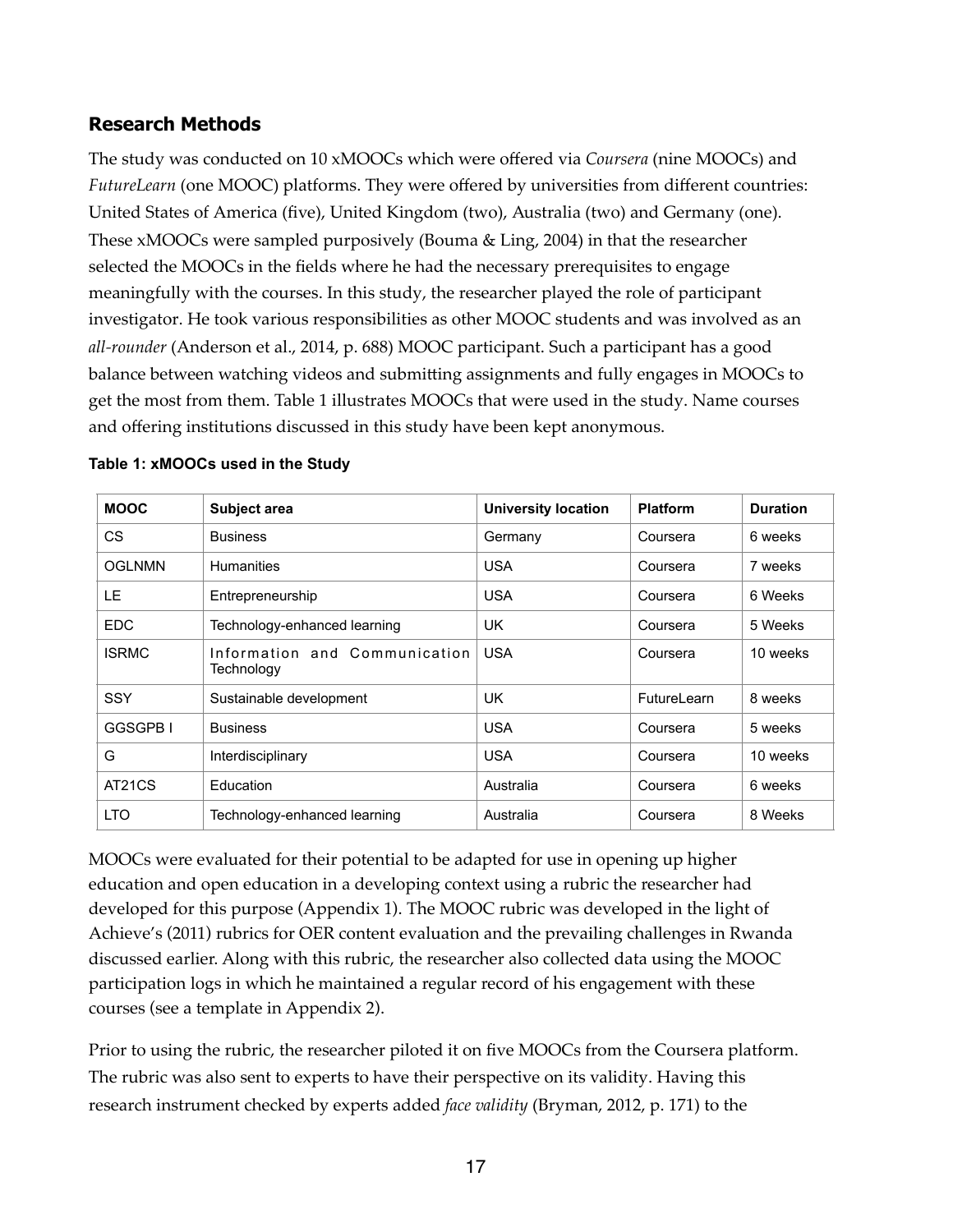## Research Methods

The study was conducted on 10 xMOOCs which were offered via *Coursera* (nine MOOCs) and *FutureLearn* (one MOOC) platforms. They were offered by universities from different countries: United States of America (five), United Kingdom (two), Australia (two) and Germany (one). These xMOOCs were sampled purposively (Bouma & Ling, 2004) in that the researcher selected the MOOCs in the fields where he had the necessary prerequisites to engage meaningfully with the courses. In this study, the researcher played the role of participant investigator. He took various responsibilities as other MOOC students and was involved as an *all-rounder* (Anderson et al., 2014, p. 688) MOOC participant. Such a participant has a good balance between watching videos and submitting assignments and fully engages in MOOCs to get the most from them. Table 1 illustrates MOOCs that were used in the study. Name courses and offering institutions discussed in this study have been kept anonymous.

**Table 1: xMOOCs used in the Study**

| MOOC | Subject area | University location | Platform | Duration |
|---|---|---|---|---|
| CS | Business | Germany | Coursera | 6 weeks |
| OGLNMN | Humanities | USA | Coursera | 7 weeks |
| LE | Entrepreneurship | USA | Coursera | 6 Weeks |
| EDC | Technology-enhanced learning | UK | Coursera | 5 Weeks |
| ISRMC | Information and Communication Technology | USA | Coursera | 10 weeks |
| SSY | Sustainable development | UK | FutureLearn | 8 weeks |
| GGSGPB I | Business | USA | Coursera | 5 weeks |
| G | Interdisciplinary | USA | Coursera | 10 weeks |
| AT21CS | Education | Australia | Coursera | 6 weeks |
| LTO | Technology-enhanced learning | Australia | Coursera | 8 Weeks |

MOOCs were evaluated for their potential to be adapted for use in opening up higher education and open education in a developing context using a rubric the researcher had developed for this purpose (Appendix 1). The MOOC rubric was developed in the light of Achieve's (2011) rubrics for OER content evaluation and the prevailing challenges in Rwanda discussed earlier. Along with this rubric, the researcher also collected data using the MOOC participation logs in which he maintained a regular record of his engagement with these courses (see a template in Appendix 2).

Prior to using the rubric, the researcher piloted it on five MOOCs from the Coursera platform. The rubric was also sent to experts to have their perspective on its validity. Having this research instrument checked by experts added *face validity* (Bryman, 2012, p. 171) to the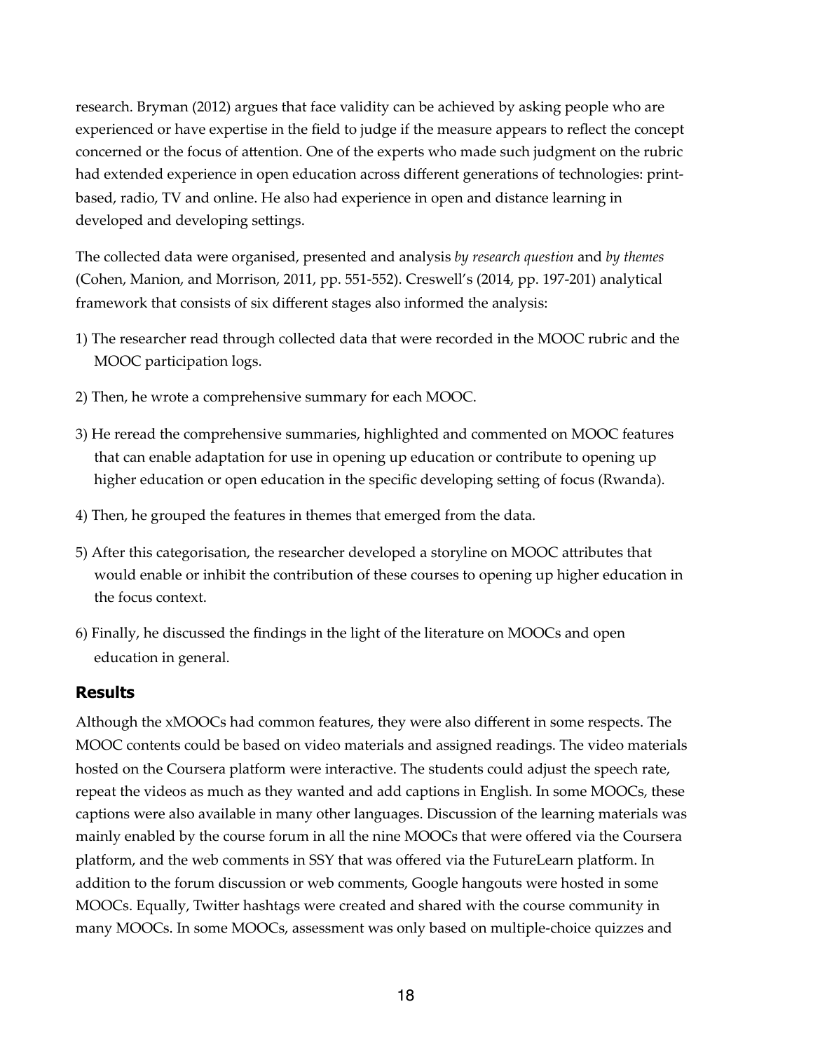research. Bryman (2012) argues that face validity can be achieved by asking people who are experienced or have expertise in the field to judge if the measure appears to reflect the concept concerned or the focus of attention. One of the experts who made such judgment on the rubric had extended experience in open education across different generations of technologies: print-based, radio, TV and online. He also had experience in open and distance learning in developed and developing settings.

The collected data were organised, presented and analysis *by research question* and *by themes* (Cohen, Manion, and Morrison, 2011, pp. 551-552). Creswell's (2014, pp. 197-201) analytical framework that consists of six different stages also informed the analysis:

1) The researcher read through collected data that were recorded in the MOOC rubric and the MOOC participation logs.

2) Then, he wrote a comprehensive summary for each MOOC.

3) He reread the comprehensive summaries, highlighted and commented on MOOC features that can enable adaptation for use in opening up education or contribute to opening up higher education or open education in the specific developing setting of focus (Rwanda).

4) Then, he grouped the features in themes that emerged from the data.

5) After this categorisation, the researcher developed a storyline on MOOC attributes that would enable or inhibit the contribution of these courses to opening up higher education in the focus context.

6) Finally, he discussed the findings in the light of the literature on MOOCs and open education in general.

## Results

Although the xMOOCs had common features, they were also different in some respects. The MOOC contents could be based on video materials and assigned readings. The video materials hosted on the Coursera platform were interactive. The students could adjust the speech rate, repeat the videos as much as they wanted and add captions in English. In some MOOCs, these captions were also available in many other languages. Discussion of the learning materials was mainly enabled by the course forum in all the nine MOOCs that were offered via the Coursera platform, and the web comments in SSY that was offered via the FutureLearn platform. In addition to the forum discussion or web comments, Google hangouts were hosted in some MOOCs. Equally, Twitter hashtags were created and shared with the course community in many MOOCs. In some MOOCs, assessment was only based on multiple-choice quizzes and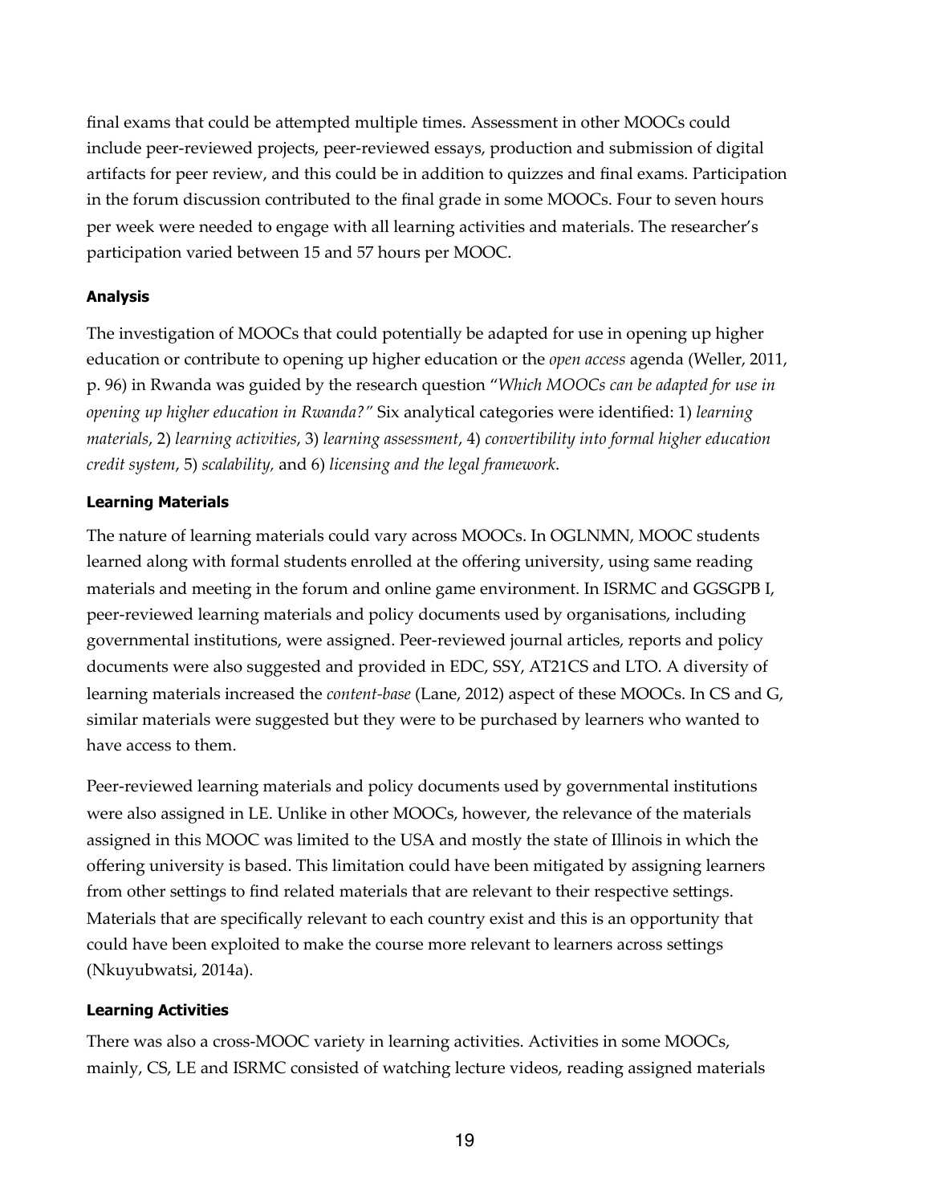final exams that could be attempted multiple times. Assessment in other MOOCs could include peer-reviewed projects, peer-reviewed essays, production and submission of digital artifacts for peer review, and this could be in addition to quizzes and final exams. Participation in the forum discussion contributed to the final grade in some MOOCs. Four to seven hours per week were needed to engage with all learning activities and materials. The researcher's participation varied between 15 and 57 hours per MOOC.

### Analysis

The investigation of MOOCs that could potentially be adapted for use in opening up higher education or contribute to opening up higher education or the *open access* agenda (Weller, 2011, p. 96) in Rwanda was guided by the research question "*Which MOOCs can be adapted for use in opening up higher education in Rwanda?"* Six analytical categories were identified: 1) *learning materials*, 2) *learning activities*, 3) *learning assessment*, 4) *convertibility into formal higher education credit system*, 5) *scalability,* and 6) *licensing and the legal framework*.

### Learning Materials

The nature of learning materials could vary across MOOCs. In OGLNMN, MOOC students learned along with formal students enrolled at the offering university, using same reading materials and meeting in the forum and online game environment. In ISRMC and GGSGPB I, peer-reviewed learning materials and policy documents used by organisations, including governmental institutions, were assigned. Peer-reviewed journal articles, reports and policy documents were also suggested and provided in EDC, SSY, AT21CS and LTO. A diversity of learning materials increased the *content-base* (Lane, 2012) aspect of these MOOCs. In CS and G, similar materials were suggested but they were to be purchased by learners who wanted to have access to them.

Peer-reviewed learning materials and policy documents used by governmental institutions were also assigned in LE. Unlike in other MOOCs, however, the relevance of the materials assigned in this MOOC was limited to the USA and mostly the state of Illinois in which the offering university is based. This limitation could have been mitigated by assigning learners from other settings to find related materials that are relevant to their respective settings. Materials that are specifically relevant to each country exist and this is an opportunity that could have been exploited to make the course more relevant to learners across settings (Nkuyubwatsi, 2014a).

### Learning Activities

There was also a cross-MOOC variety in learning activities. Activities in some MOOCs, mainly, CS, LE and ISRMC consisted of watching lecture videos, reading assigned materials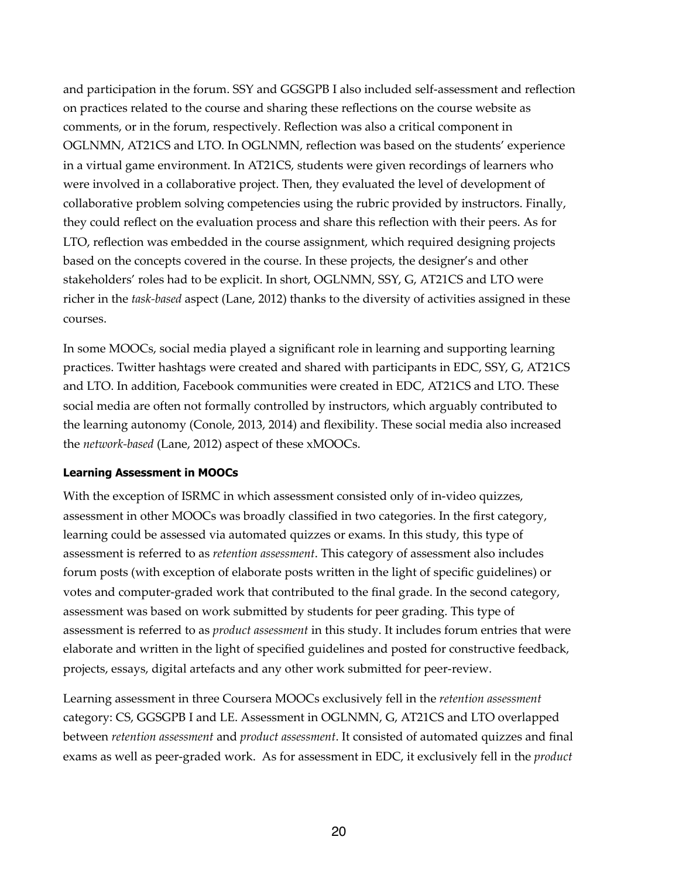and participation in the forum. SSY and GGSGPB I also included self-assessment and reflection on practices related to the course and sharing these reflections on the course website as comments, or in the forum, respectively. Reflection was also a critical component in OGLNMN, AT21CS and LTO. In OGLNMN, reflection was based on the students' experience in a virtual game environment. In AT21CS, students were given recordings of learners who were involved in a collaborative project. Then, they evaluated the level of development of collaborative problem solving competencies using the rubric provided by instructors. Finally, they could reflect on the evaluation process and share this reflection with their peers. As for LTO, reflection was embedded in the course assignment, which required designing projects based on the concepts covered in the course. In these projects, the designer's and other stakeholders' roles had to be explicit. In short, OGLNMN, SSY, G, AT21CS and LTO were richer in the *task-based* aspect (Lane, 2012) thanks to the diversity of activities assigned in these courses.

In some MOOCs, social media played a significant role in learning and supporting learning practices. Twitter hashtags were created and shared with participants in EDC, SSY, G, AT21CS and LTO. In addition, Facebook communities were created in EDC, AT21CS and LTO. These social media are often not formally controlled by instructors, which arguably contributed to the learning autonomy (Conole, 2013, 2014) and flexibility. These social media also increased the *network-based* (Lane, 2012) aspect of these xMOOCs.

#### Learning Assessment in MOOCs

With the exception of ISRMC in which assessment consisted only of in-video quizzes, assessment in other MOOCs was broadly classified in two categories. In the first category, learning could be assessed via automated quizzes or exams. In this study, this type of assessment is referred to as *retention assessment*. This category of assessment also includes forum posts (with exception of elaborate posts written in the light of specific guidelines) or votes and computer-graded work that contributed to the final grade. In the second category, assessment was based on work submitted by students for peer grading. This type of assessment is referred to as *product assessment* in this study. It includes forum entries that were elaborate and written in the light of specified guidelines and posted for constructive feedback, projects, essays, digital artefacts and any other work submitted for peer-review.

Learning assessment in three Coursera MOOCs exclusively fell in the *retention assessment* category: CS, GGSGPB I and LE. Assessment in OGLNMN, G, AT21CS and LTO overlapped between *retention assessment* and *product assessment*. It consisted of automated quizzes and final exams as well as peer-graded work. As for assessment in EDC, it exclusively fell in the *product*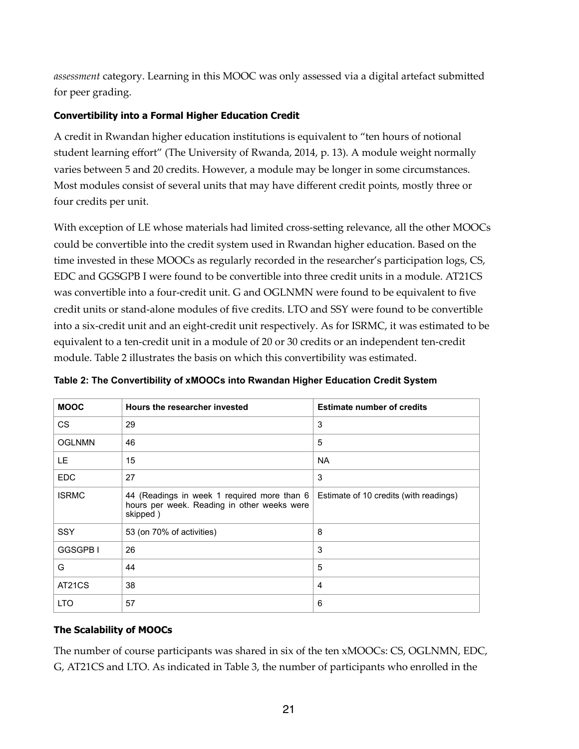*assessment* category. Learning in this MOOC was only assessed via a digital artefact submitted for peer grading.

### Convertibility into a Formal Higher Education Credit

A credit in Rwandan higher education institutions is equivalent to "ten hours of notional student learning effort" (The University of Rwanda, 2014, p. 13). A module weight normally varies between 5 and 20 credits. However, a module may be longer in some circumstances. Most modules consist of several units that may have different credit points, mostly three or four credits per unit.

With exception of LE whose materials had limited cross-setting relevance, all the other MOOCs could be convertible into the credit system used in Rwandan higher education. Based on the time invested in these MOOCs as regularly recorded in the researcher's participation logs, CS, EDC and GGSGPB I were found to be convertible into three credit units in a module. AT21CS was convertible into a four-credit unit. G and OGLNMN were found to be equivalent to five credit units or stand-alone modules of five credits. LTO and SSY were found to be convertible into a six-credit unit and an eight-credit unit respectively. As for ISRMC, it was estimated to be equivalent to a ten-credit unit in a module of 20 or 30 credits or an independent ten-credit module. Table 2 illustrates the basis on which this convertibility was estimated.

**Table 2: The Convertibility of xMOOCs into Rwandan Higher Education Credit System**

| MOOC | Hours the researcher invested | Estimate number of credits |
|---|---|---|
| CS | 29 | 3 |
| OGLNMN | 46 | 5 |
| LE | 15 | NA |
| EDC | 27 | 3 |
| ISRMC | 44 (Readings in week 1 required more than 6 hours per week. Reading in other weeks were skipped ) | Estimate of 10 credits (with readings) |
| SSY | 53 (on 70% of activities) | 8 |
| GGSGPB I | 26 | 3 |
| G | 44 | 5 |
| AT21CS | 38 | 4 |
| LTO | 57 | 6 |

### The Scalability of MOOCs

The number of course participants was shared in six of the ten xMOOCs: CS, OGLNMN, EDC, G, AT21CS and LTO. As indicated in Table 3, the number of participants who enrolled in the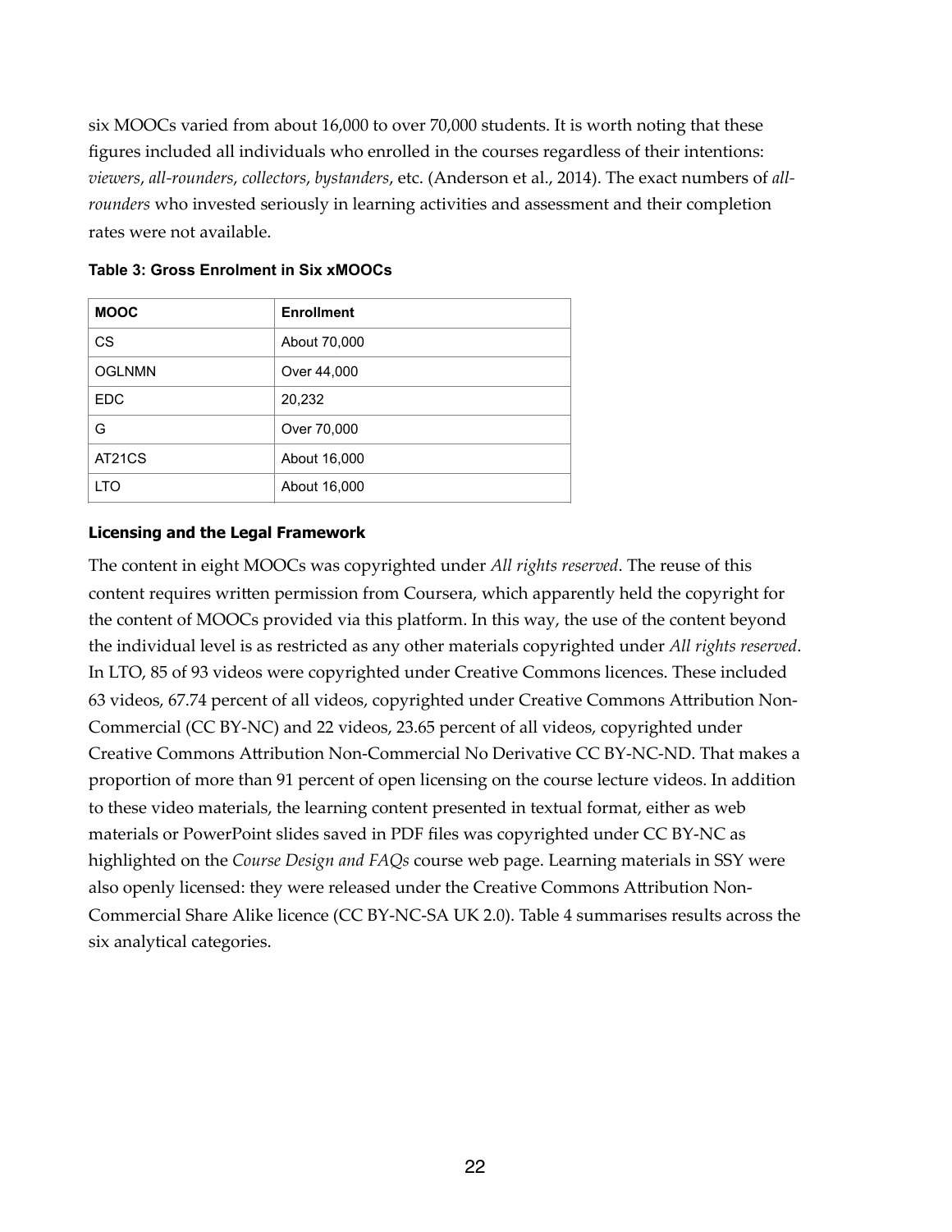six MOOCs varied from about 16,000 to over 70,000 students. It is worth noting that these figures included all individuals who enrolled in the courses regardless of their intentions: *viewers*, *all-rounders*, *collectors*, *bystanders*, etc. (Anderson et al., 2014). The exact numbers of *all-rounders* who invested seriously in learning activities and assessment and their completion rates were not available.

**Table 3: Gross Enrolment in Six xMOOCs**

| MOOC | Enrollment |
|---|---|
| CS | About 70,000 |
| OGLNMN | Over 44,000 |
| EDC | 20,232 |
| G | Over 70,000 |
| AT21CS | About 16,000 |
| LTO | About 16,000 |

### Licensing and the Legal Framework

The content in eight MOOCs was copyrighted under *All rights reserved*. The reuse of this content requires written permission from Coursera, which apparently held the copyright for the content of MOOCs provided via this platform. In this way, the use of the content beyond the individual level is as restricted as any other materials copyrighted under *All rights reserved*. In LTO, 85 of 93 videos were copyrighted under Creative Commons licences. These included 63 videos, 67.74 percent of all videos, copyrighted under Creative Commons Attribution Non-Commercial (CC BY-NC) and 22 videos, 23.65 percent of all videos, copyrighted under Creative Commons Attribution Non-Commercial No Derivative CC BY-NC-ND. That makes a proportion of more than 91 percent of open licensing on the course lecture videos. In addition to these video materials, the learning content presented in textual format, either as web materials or PowerPoint slides saved in PDF files was copyrighted under CC BY-NC as highlighted on the *Course Design and FAQs* course web page. Learning materials in SSY were also openly licensed: they were released under the Creative Commons Attribution Non-Commercial Share Alike licence (CC BY-NC-SA UK 2.0). Table 4 summarises results across the six analytical categories.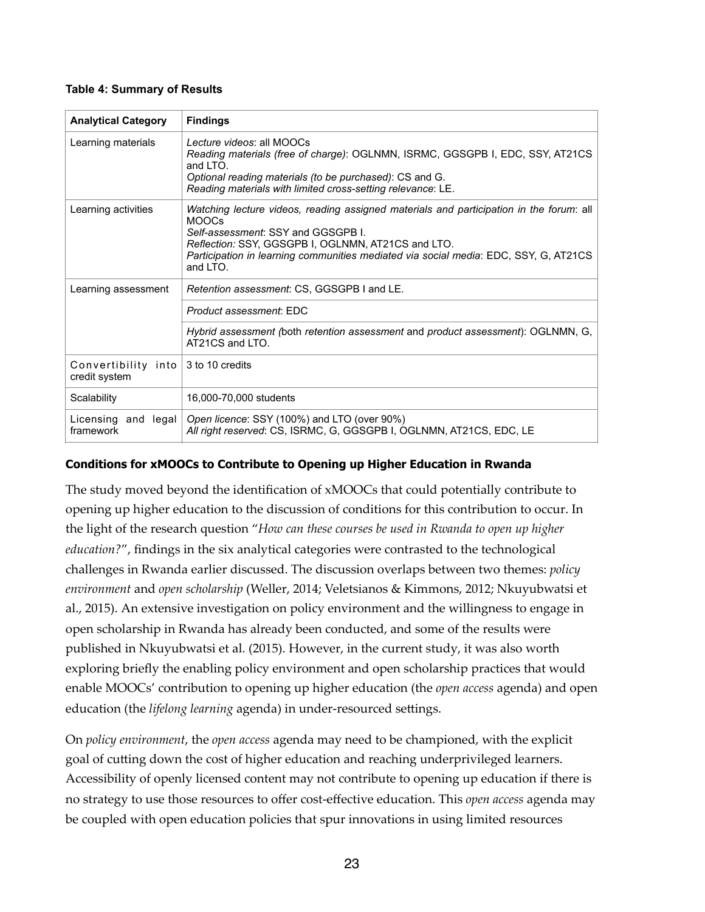**Table 4: Summary of Results**

| Analytical Category | Findings |
|---|---|
| Learning materials | *Lecture videos*: all MOOCs<br>*Reading materials (free of charge)*: OGLNMN, ISRMC, GGSGPB I, EDC, SSY, AT21CS and LTO.<br>*Optional reading materials (to be purchased)*: CS and G.<br>*Reading materials with limited cross-setting relevance*: LE. |
| Learning activities | *Watching lecture videos, reading assigned materials and participation in the forum*: all MOOCs<br>*Self-assessment*: SSY and GGSGPB I.<br>*Reflection:* SSY, GGSGPB I, OGLNMN, AT21CS and LTO.<br>*Participation in learning communities mediated via social media*: EDC, SSY, G, AT21CS and LTO. |
| Learning assessment | *Retention assessment*: CS, GGSGPB I and LE. |
| | *Product assessment*: EDC |
| | *Hybrid assessment (*both *retention assessment* and *product assessment*): OGLNMN, G, AT21CS and LTO. |
| Convertibility into credit system | 3 to 10 credits |
| Scalability | 16,000-70,000 students |
| Licensing and legal framework | *Open licence*: SSY (100%) and LTO (over 90%)<br>*All right reserved*: CS, ISRMC, G, GGSGPB I, OGLNMN, AT21CS, EDC, LE |

### Conditions for xMOOCs to Contribute to Opening up Higher Education in Rwanda

The study moved beyond the identification of xMOOCs that could potentially contribute to opening up higher education to the discussion of conditions for this contribution to occur. In the light of the research question "*How can these courses be used in Rwanda to open up higher education?*", findings in the six analytical categories were contrasted to the technological challenges in Rwanda earlier discussed. The discussion overlaps between two themes: *policy environment* and *open scholarship* (Weller, 2014; Veletsianos & Kimmons, 2012; Nkuyubwatsi et al., 2015). An extensive investigation on policy environment and the willingness to engage in open scholarship in Rwanda has already been conducted, and some of the results were published in Nkuyubwatsi et al. (2015). However, in the current study, it was also worth exploring briefly the enabling policy environment and open scholarship practices that would enable MOOCs' contribution to opening up higher education (the *open access* agenda) and open education (the *lifelong learning* agenda) in under-resourced settings.

On *policy environment*, the *open access* agenda may need to be championed, with the explicit goal of cutting down the cost of higher education and reaching underprivileged learners. Accessibility of openly licensed content may not contribute to opening up education if there is no strategy to use those resources to offer cost-effective education. This *open access* agenda may be coupled with open education policies that spur innovations in using limited resources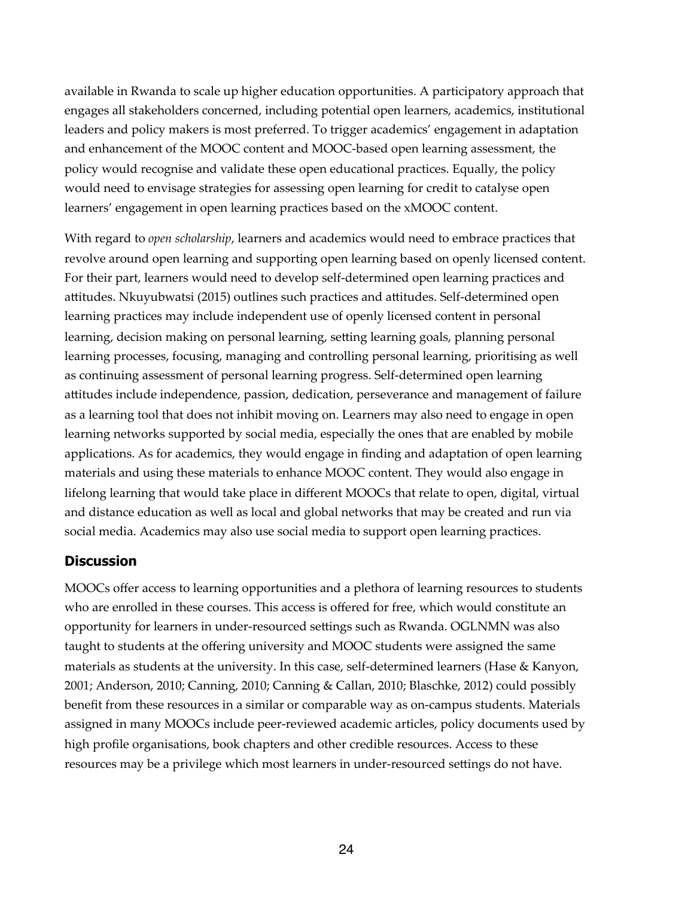available in Rwanda to scale up higher education opportunities. A participatory approach that engages all stakeholders concerned, including potential open learners, academics, institutional leaders and policy makers is most preferred. To trigger academics' engagement in adaptation and enhancement of the MOOC content and MOOC-based open learning assessment, the policy would recognise and validate these open educational practices. Equally, the policy would need to envisage strategies for assessing open learning for credit to catalyse open learners' engagement in open learning practices based on the xMOOC content.

With regard to *open scholarship*, learners and academics would need to embrace practices that revolve around open learning and supporting open learning based on openly licensed content. For their part, learners would need to develop self-determined open learning practices and attitudes. Nkuyubwatsi (2015) outlines such practices and attitudes. Self-determined open learning practices may include independent use of openly licensed content in personal learning, decision making on personal learning, setting learning goals, planning personal learning processes, focusing, managing and controlling personal learning, prioritising as well as continuing assessment of personal learning progress. Self-determined open learning attitudes include independence, passion, dedication, perseverance and management of failure as a learning tool that does not inhibit moving on. Learners may also need to engage in open learning networks supported by social media, especially the ones that are enabled by mobile applications. As for academics, they would engage in finding and adaptation of open learning materials and using these materials to enhance MOOC content. They would also engage in lifelong learning that would take place in different MOOCs that relate to open, digital, virtual and distance education as well as local and global networks that may be created and run via social media. Academics may also use social media to support open learning practices.

## Discussion

MOOCs offer access to learning opportunities and a plethora of learning resources to students who are enrolled in these courses. This access is offered for free, which would constitute an opportunity for learners in under-resourced settings such as Rwanda. OGLNMN was also taught to students at the offering university and MOOC students were assigned the same materials as students at the university. In this case, self-determined learners (Hase & Kanyon, 2001; Anderson, 2010; Canning, 2010; Canning & Callan, 2010; Blaschke, 2012) could possibly benefit from these resources in a similar or comparable way as on-campus students. Materials assigned in many MOOCs include peer-reviewed academic articles, policy documents used by high profile organisations, book chapters and other credible resources. Access to these resources may be a privilege which most learners in under-resourced settings do not have.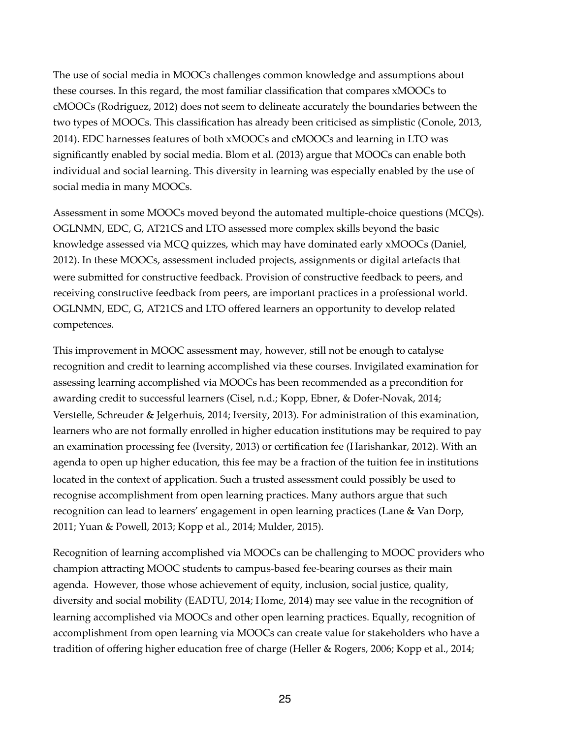The use of social media in MOOCs challenges common knowledge and assumptions about these courses. In this regard, the most familiar classification that compares xMOOCs to cMOOCs (Rodriguez, 2012) does not seem to delineate accurately the boundaries between the two types of MOOCs. This classification has already been criticised as simplistic (Conole, 2013, 2014). EDC harnesses features of both xMOOCs and cMOOCs and learning in LTO was significantly enabled by social media. Blom et al. (2013) argue that MOOCs can enable both individual and social learning. This diversity in learning was especially enabled by the use of social media in many MOOCs.

Assessment in some MOOCs moved beyond the automated multiple-choice questions (MCQs). OGLNMN, EDC, G, AT21CS and LTO assessed more complex skills beyond the basic knowledge assessed via MCQ quizzes, which may have dominated early xMOOCs (Daniel, 2012). In these MOOCs, assessment included projects, assignments or digital artefacts that were submitted for constructive feedback. Provision of constructive feedback to peers, and receiving constructive feedback from peers, are important practices in a professional world. OGLNMN, EDC, G, AT21CS and LTO offered learners an opportunity to develop related competences.

This improvement in MOOC assessment may, however, still not be enough to catalyse recognition and credit to learning accomplished via these courses. Invigilated examination for assessing learning accomplished via MOOCs has been recommended as a precondition for awarding credit to successful learners (Cisel, n.d.; Kopp, Ebner, & Dofer-Novak, 2014; Verstelle, Schreuder & Jelgerhuis, 2014; Iversity, 2013). For administration of this examination, learners who are not formally enrolled in higher education institutions may be required to pay an examination processing fee (Iversity, 2013) or certification fee (Harishankar, 2012). With an agenda to open up higher education, this fee may be a fraction of the tuition fee in institutions located in the context of application. Such a trusted assessment could possibly be used to recognise accomplishment from open learning practices. Many authors argue that such recognition can lead to learners' engagement in open learning practices (Lane & Van Dorp, 2011; Yuan & Powell, 2013; Kopp et al., 2014; Mulder, 2015).

Recognition of learning accomplished via MOOCs can be challenging to MOOC providers who champion attracting MOOC students to campus-based fee-bearing courses as their main agenda. However, those whose achievement of equity, inclusion, social justice, quality, diversity and social mobility (EADTU, 2014; Home, 2014) may see value in the recognition of learning accomplished via MOOCs and other open learning practices. Equally, recognition of accomplishment from open learning via MOOCs can create value for stakeholders who have a tradition of offering higher education free of charge (Heller & Rogers, 2006; Kopp et al., 2014;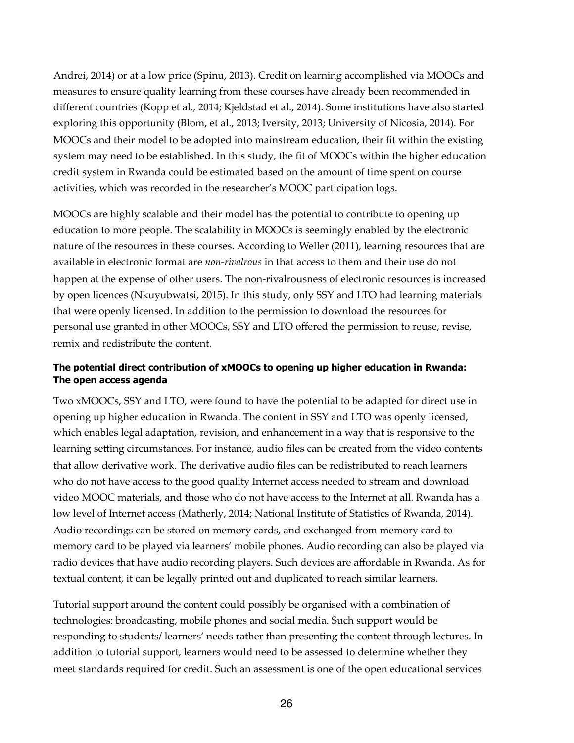Andrei, 2014) or at a low price (Spinu, 2013). Credit on learning accomplished via MOOCs and measures to ensure quality learning from these courses have already been recommended in different countries (Kopp et al., 2014; Kjeldstad et al., 2014). Some institutions have also started exploring this opportunity (Blom, et al., 2013; Iversity, 2013; University of Nicosia, 2014). For MOOCs and their model to be adopted into mainstream education, their fit within the existing system may need to be established. In this study, the fit of MOOCs within the higher education credit system in Rwanda could be estimated based on the amount of time spent on course activities, which was recorded in the researcher's MOOC participation logs.

MOOCs are highly scalable and their model has the potential to contribute to opening up education to more people. The scalability in MOOCs is seemingly enabled by the electronic nature of the resources in these courses. According to Weller (2011), learning resources that are available in electronic format are *non-rivalrous* in that access to them and their use do not happen at the expense of other users. The non-rivalrousness of electronic resources is increased by open licences (Nkuyubwatsi, 2015). In this study, only SSY and LTO had learning materials that were openly licensed. In addition to the permission to download the resources for personal use granted in other MOOCs, SSY and LTO offered the permission to reuse, revise, remix and redistribute the content.

### The potential direct contribution of xMOOCs to opening up higher education in Rwanda: The open access agenda

Two xMOOCs, SSY and LTO, were found to have the potential to be adapted for direct use in opening up higher education in Rwanda. The content in SSY and LTO was openly licensed, which enables legal adaptation, revision, and enhancement in a way that is responsive to the learning setting circumstances. For instance, audio files can be created from the video contents that allow derivative work. The derivative audio files can be redistributed to reach learners who do not have access to the good quality Internet access needed to stream and download video MOOC materials, and those who do not have access to the Internet at all. Rwanda has a low level of Internet access (Matherly, 2014; National Institute of Statistics of Rwanda, 2014). Audio recordings can be stored on memory cards, and exchanged from memory card to memory card to be played via learners' mobile phones. Audio recording can also be played via radio devices that have audio recording players. Such devices are affordable in Rwanda. As for textual content, it can be legally printed out and duplicated to reach similar learners.

Tutorial support around the content could possibly be organised with a combination of technologies: broadcasting, mobile phones and social media. Such support would be responding to students/ learners' needs rather than presenting the content through lectures. In addition to tutorial support, learners would need to be assessed to determine whether they meet standards required for credit. Such an assessment is one of the open educational services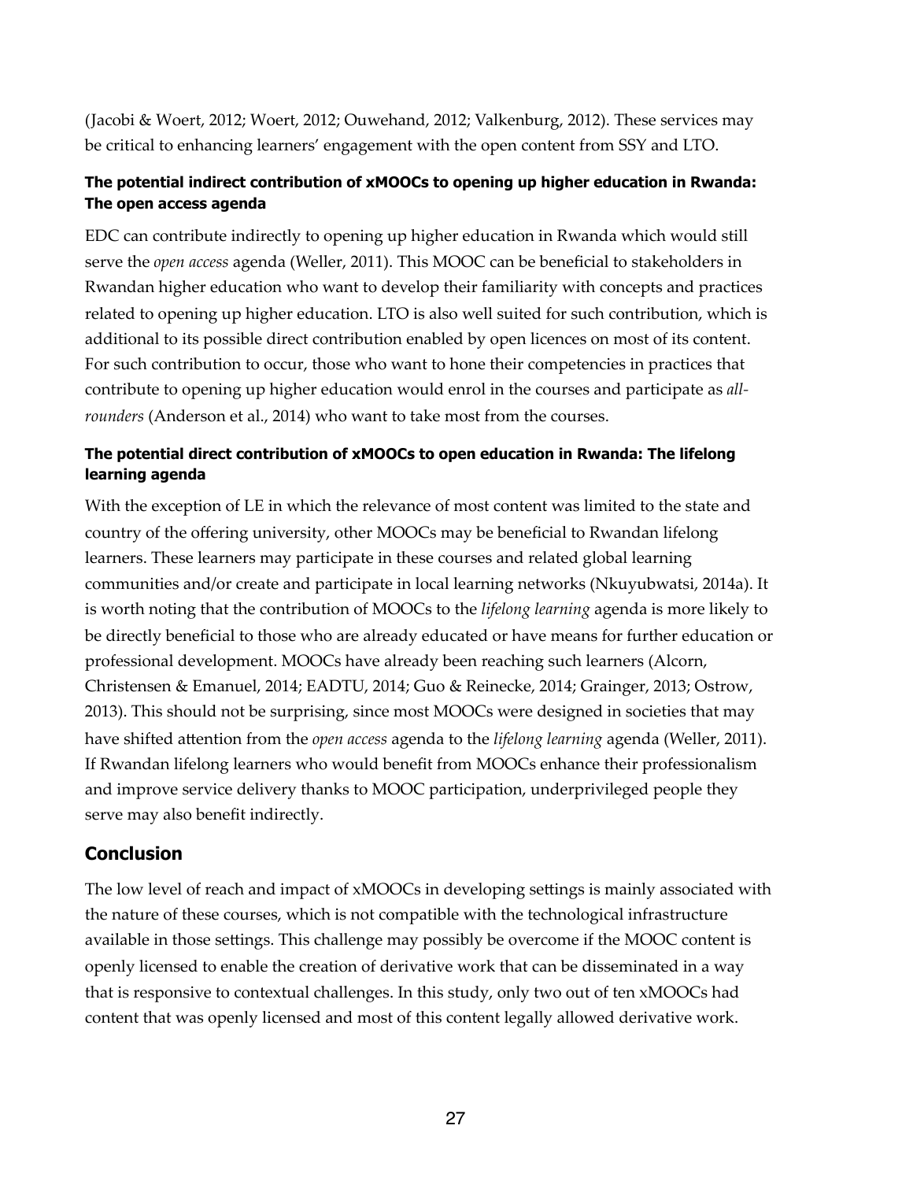(Jacobi & Woert, 2012; Woert, 2012; Ouwehand, 2012; Valkenburg, 2012). These services may be critical to enhancing learners' engagement with the open content from SSY and LTO.

#### The potential indirect contribution of xMOOCs to opening up higher education in Rwanda: The open access agenda

EDC can contribute indirectly to opening up higher education in Rwanda which would still serve the *open access* agenda (Weller, 2011). This MOOC can be beneficial to stakeholders in Rwandan higher education who want to develop their familiarity with concepts and practices related to opening up higher education. LTO is also well suited for such contribution, which is additional to its possible direct contribution enabled by open licences on most of its content. For such contribution to occur, those who want to hone their competencies in practices that contribute to opening up higher education would enrol in the courses and participate as *all-rounders* (Anderson et al., 2014) who want to take most from the courses.

#### The potential direct contribution of xMOOCs to open education in Rwanda: The lifelong learning agenda

With the exception of LE in which the relevance of most content was limited to the state and country of the offering university, other MOOCs may be beneficial to Rwandan lifelong learners. These learners may participate in these courses and related global learning communities and/or create and participate in local learning networks (Nkuyubwatsi, 2014a). It is worth noting that the contribution of MOOCs to the *lifelong learning* agenda is more likely to be directly beneficial to those who are already educated or have means for further education or professional development. MOOCs have already been reaching such learners (Alcorn, Christensen & Emanuel, 2014; EADTU, 2014; Guo & Reinecke, 2014; Grainger, 2013; Ostrow, 2013). This should not be surprising, since most MOOCs were designed in societies that may have shifted attention from the *open access* agenda to the *lifelong learning* agenda (Weller, 2011). If Rwandan lifelong learners who would benefit from MOOCs enhance their professionalism and improve service delivery thanks to MOOC participation, underprivileged people they serve may also benefit indirectly.

### Conclusion

The low level of reach and impact of xMOOCs in developing settings is mainly associated with the nature of these courses, which is not compatible with the technological infrastructure available in those settings. This challenge may possibly be overcome if the MOOC content is openly licensed to enable the creation of derivative work that can be disseminated in a way that is responsive to contextual challenges. In this study, only two out of ten xMOOCs had content that was openly licensed and most of this content legally allowed derivative work.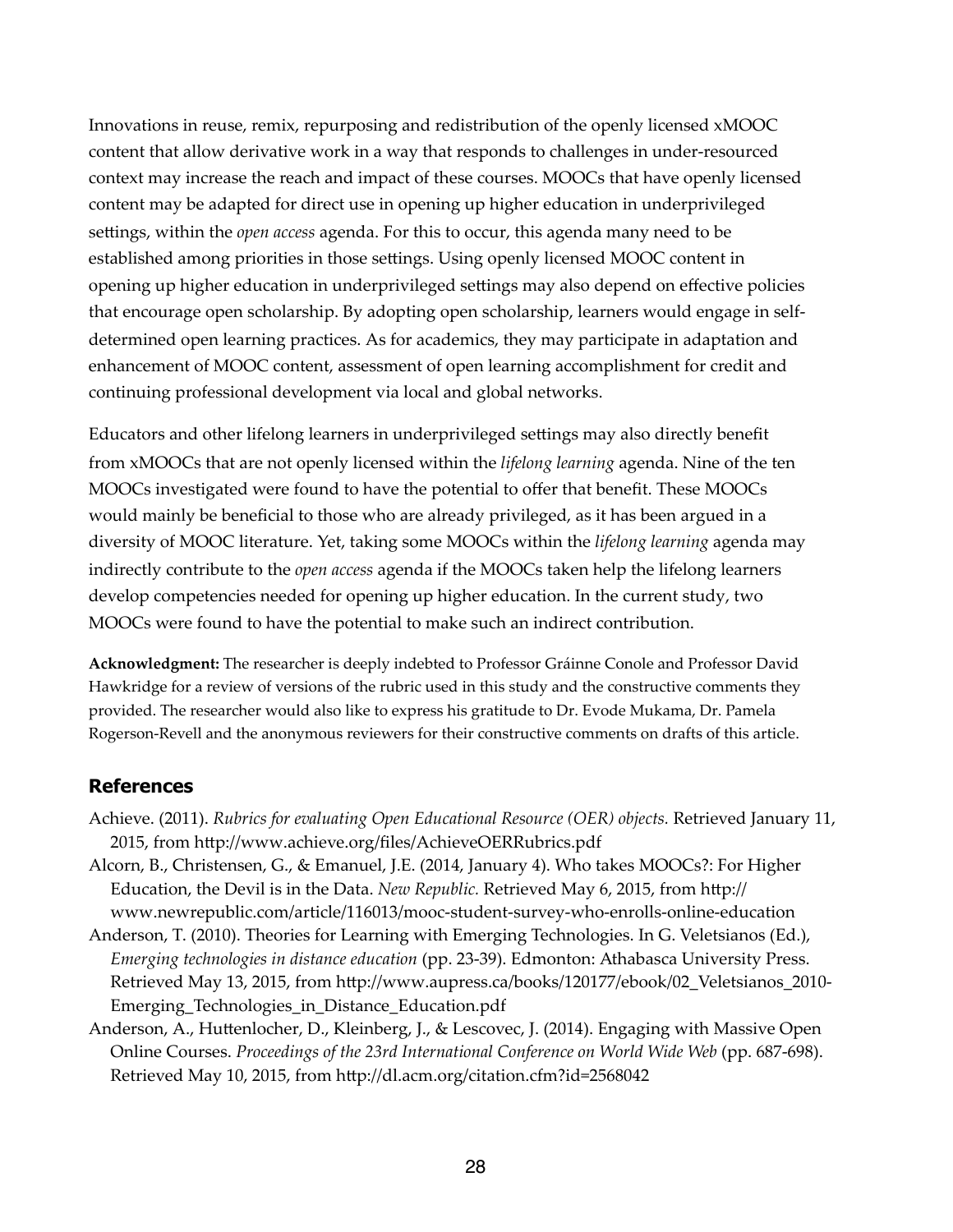Innovations in reuse, remix, repurposing and redistribution of the openly licensed xMOOC content that allow derivative work in a way that responds to challenges in under-resourced context may increase the reach and impact of these courses. MOOCs that have openly licensed content may be adapted for direct use in opening up higher education in underprivileged settings, within the *open access* agenda. For this to occur, this agenda many need to be established among priorities in those settings. Using openly licensed MOOC content in opening up higher education in underprivileged settings may also depend on effective policies that encourage open scholarship. By adopting open scholarship, learners would engage in self-determined open learning practices. As for academics, they may participate in adaptation and enhancement of MOOC content, assessment of open learning accomplishment for credit and continuing professional development via local and global networks.

Educators and other lifelong learners in underprivileged settings may also directly benefit from xMOOCs that are not openly licensed within the *lifelong learning* agenda. Nine of the ten MOOCs investigated were found to have the potential to offer that benefit. These MOOCs would mainly be beneficial to those who are already privileged, as it has been argued in a diversity of MOOC literature. Yet, taking some MOOCs within the *lifelong learning* agenda may indirectly contribute to the *open access* agenda if the MOOCs taken help the lifelong learners develop competencies needed for opening up higher education. In the current study, two MOOCs were found to have the potential to make such an indirect contribution.

**Acknowledgment:** The researcher is deeply indebted to Professor Gráinne Conole and Professor David Hawkridge for a review of versions of the rubric used in this study and the constructive comments they provided. The researcher would also like to express his gratitude to Dr. Evode Mukama, Dr. Pamela Rogerson-Revell and the anonymous reviewers for their constructive comments on drafts of this article.

## References

Achieve. (2011). *Rubrics for evaluating Open Educational Resource (OER) objects.* Retrieved January 11, 2015, from http://www.achieve.org/files/AchieveOERRubrics.pdf

Alcorn, B., Christensen, G., & Emanuel, J.E. (2014, January 4). Who takes MOOCs?: For Higher Education, the Devil is in the Data. *New Republic.* Retrieved May 6, 2015, from http://www.newrepublic.com/article/116013/mooc-student-survey-who-enrolls-online-education

Anderson, T. (2010). Theories for Learning with Emerging Technologies. In G. Veletsianos (Ed.), *Emerging technologies in distance education* (pp. 23-39). Edmonton: Athabasca University Press. Retrieved May 13, 2015, from http://www.aupress.ca/books/120177/ebook/02_Veletsianos_2010-Emerging_Technologies_in_Distance_Education.pdf

Anderson, A., Huttenlocher, D., Kleinberg, J., & Lescovec, J. (2014). Engaging with Massive Open Online Courses. *Proceedings of the 23rd International Conference on World Wide Web* (pp. 687-698). Retrieved May 10, 2015, from http://dl.acm.org/citation.cfm?id=2568042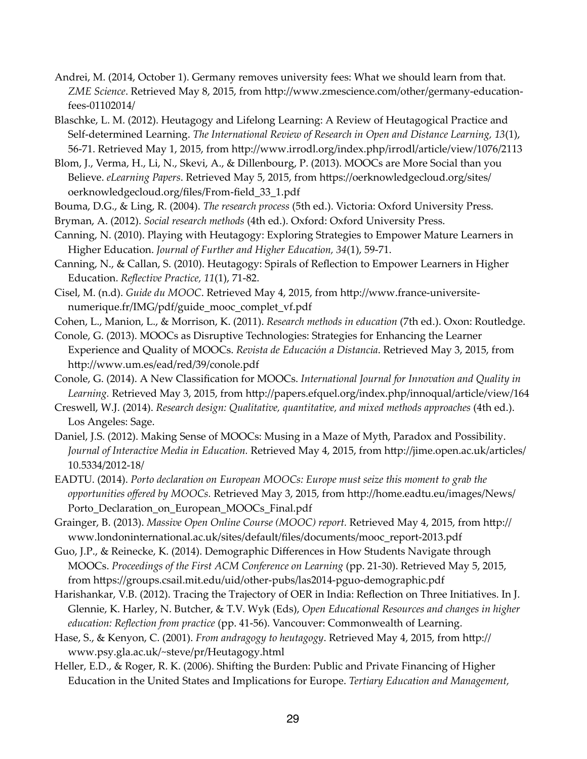Andrei, M. (2014, October 1). Germany removes university fees: What we should learn from that. *ZME Science*. Retrieved May 8, 2015, from http://www.zmescience.com/other/germany-education-fees-01102014/

Blaschke, L. M. (2012). Heutagogy and Lifelong Learning: A Review of Heutagogical Practice and Self-determined Learning. *The International Review of Research in Open and Distance Learning, 13*(1), 56-71. Retrieved May 1, 2015, from http://www.irrodl.org/index.php/irrodl/article/view/1076/2113

Blom, J., Verma, H., Li, N., Skevi, A., & Dillenbourg, P. (2013). MOOCs are More Social than you Believe. *eLearning Papers*. Retrieved May 5, 2015, from https://oerknowledgecloud.org/sites/oerknowledgecloud.org/files/From-field_33_1.pdf

Bouma, D.G., & Ling, R. (2004). *The research process* (5th ed.). Victoria: Oxford University Press.

Bryman, A. (2012). *Social research methods* (4th ed.). Oxford: Oxford University Press.

Canning, N. (2010). Playing with Heutagogy: Exploring Strategies to Empower Mature Learners in Higher Education. *Journal of Further and Higher Education, 34*(1), 59-71.

Canning, N., & Callan, S. (2010). Heutagogy: Spirals of Reflection to Empower Learners in Higher Education. *Reflective Practice, 11*(1), 71-82.

Cisel, M. (n.d). *Guide du MOOC*. Retrieved May 4, 2015, from http://www.france-universite-numerique.fr/IMG/pdf/guide_mooc_complet_vf.pdf

Cohen, L., Manion, L., & Morrison, K. (2011). *Research methods in education* (7th ed.). Oxon: Routledge.

Conole, G. (2013). MOOCs as Disruptive Technologies: Strategies for Enhancing the Learner Experience and Quality of MOOCs. *Revista de Educación a Distancia*. Retrieved May 3, 2015, from http://www.um.es/ead/red/39/conole.pdf

Conole, G. (2014). A New Classification for MOOCs. *International Journal for Innovation and Quality in Learning.* Retrieved May 3, 2015, from http://papers.efquel.org/index.php/innoqual/article/view/164

Creswell, W.J. (2014). *Research design: Qualitative, quantitative, and mixed methods approaches* (4th ed.). Los Angeles: Sage.

Daniel, J.S. (2012). Making Sense of MOOCs: Musing in a Maze of Myth, Paradox and Possibility. *Journal of Interactive Media in Education.* Retrieved May 4, 2015, from http://jime.open.ac.uk/articles/10.5334/2012-18/

EADTU. (2014). *Porto declaration on European MOOCs: Europe must seize this moment to grab the opportunities offered by MOOCs.* Retrieved May 3, 2015, from http://home.eadtu.eu/images/News/Porto_Declaration_on_European_MOOCs_Final.pdf

Grainger, B. (2013). *Massive Open Online Course (MOOC) report.* Retrieved May 4, 2015, from http://www.londoninternational.ac.uk/sites/default/files/documents/mooc_report-2013.pdf

Guo, J.P., & Reinecke, K. (2014). Demographic Differences in How Students Navigate through MOOCs. *Proceedings of the First ACM Conference on Learning* (pp. 21-30). Retrieved May 5, 2015, from https://groups.csail.mit.edu/uid/other-pubs/las2014-pguo-demographic.pdf

Harishankar, V.B. (2012). Tracing the Trajectory of OER in India: Reflection on Three Initiatives. In J. Glennie, K. Harley, N. Butcher, & T.V. Wyk (Eds), *Open Educational Resources and changes in higher education: Reflection from practice* (pp. 41-56). Vancouver: Commonwealth of Learning.

Hase, S., & Kenyon, C. (2001). *From andragogy to heutagogy*. Retrieved May 4, 2015, from http://www.psy.gla.ac.uk/~steve/pr/Heutagogy.html

Heller, E.D., & Roger, R. K. (2006). Shifting the Burden: Public and Private Financing of Higher Education in the United States and Implications for Europe. *Tertiary Education and Management,*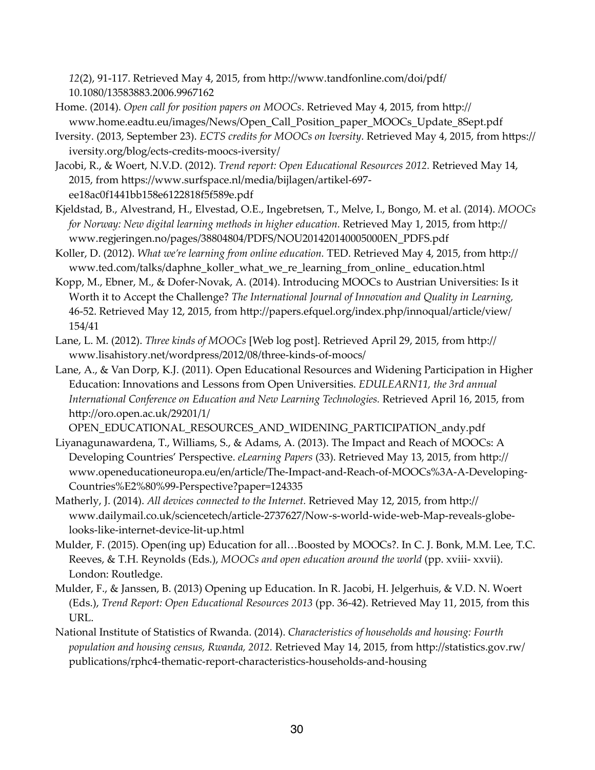*12*(2), 91-117. Retrieved May 4, 2015, from http://www.tandfonline.com/doi/pdf/10.1080/13583883.2006.9967162

Home. (2014). *Open call for position papers on MOOCs*. Retrieved May 4, 2015, from http://www.home.eadtu.eu/images/News/Open_Call_Position_paper_MOOCs_Update_8Sept.pdf

Iversity. (2013, September 23). *ECTS credits for MOOCs on Iversity*. Retrieved May 4, 2015, from https://iversity.org/blog/ects-credits-moocs-iversity/

Jacobi, R., & Woert, N.V.D. (2012). *Trend report: Open Educational Resources 2012.* Retrieved May 14, 2015, from https://www.surfspace.nl/media/bijlagen/artikel-697-ee18ac0f1441bb158e6122818f5f589e.pdf

Kjeldstad, B., Alvestrand, H., Elvestad, O.E., Ingebretsen, T., Melve, I., Bongo, M. et al. (2014). *MOOCs for Norway: New digital learning methods in higher education.* Retrieved May 1, 2015, from http://www.regjeringen.no/pages/38804804/PDFS/NOU201420140005000EN_PDFS.pdf

Koller, D. (2012). *What we're learning from online education.* TED. Retrieved May 4, 2015, from http://www.ted.com/talks/daphne_koller_what_we_re_learning_from_online_ education.html

Kopp, M., Ebner, M., & Dofer-Novak, A. (2014). Introducing MOOCs to Austrian Universities: Is it Worth it to Accept the Challenge? *The International Journal of Innovation and Quality in Learning,* 46-52. Retrieved May 12, 2015, from http://papers.efquel.org/index.php/innoqual/article/view/154/41

Lane, L. M. (2012). *Three kinds of MOOCs* [Web log post]. Retrieved April 29, 2015, from http://www.lisahistory.net/wordpress/2012/08/three-kinds-of-moocs/

Lane, A., & Van Dorp, K.J. (2011). Open Educational Resources and Widening Participation in Higher Education: Innovations and Lessons from Open Universities. *EDULEARN11, the 3rd annual International Conference on Education and New Learning Technologies.* Retrieved April 16, 2015, from http://oro.open.ac.uk/29201/1/OPEN_EDUCATIONAL_RESOURCES_AND_WIDENING_PARTICIPATION_andy.pdf

Liyanagunawardena, T., Williams, S., & Adams, A. (2013). The Impact and Reach of MOOCs: A Developing Countries' Perspective. *eLearning Papers* (33). Retrieved May 13, 2015, from http://www.openeducationeuropa.eu/en/article/The-Impact-and-Reach-of-MOOCs%3A-A-Developing-Countries%E2%80%99-Perspective?paper=124335

Matherly, J. (2014). *All devices connected to the Internet.* Retrieved May 12, 2015, from http://www.dailymail.co.uk/sciencetech/article-2737627/Now-s-world-wide-web-Map-reveals-globe-looks-like-internet-device-lit-up.html

Mulder, F. (2015). Open(ing up) Education for all…Boosted by MOOCs?. In C. J. Bonk, M.M. Lee, T.C. Reeves, & T.H. Reynolds (Eds.), *MOOCs and open education around the world* (pp. xviii- xxvii). London: Routledge.

Mulder, F., & Janssen, B. (2013) Opening up Education. In R. Jacobi, H. Jelgerhuis, & V.D. N. Woert (Eds.), *Trend Report: Open Educational Resources 2013* (pp. 36-42). Retrieved May 11, 2015, from this URL.

National Institute of Statistics of Rwanda. (2014). *Characteristics of households and housing: Fourth population and housing census, Rwanda, 2012.* Retrieved May 14, 2015, from http://statistics.gov.rw/publications/rphc4-thematic-report-characteristics-households-and-housing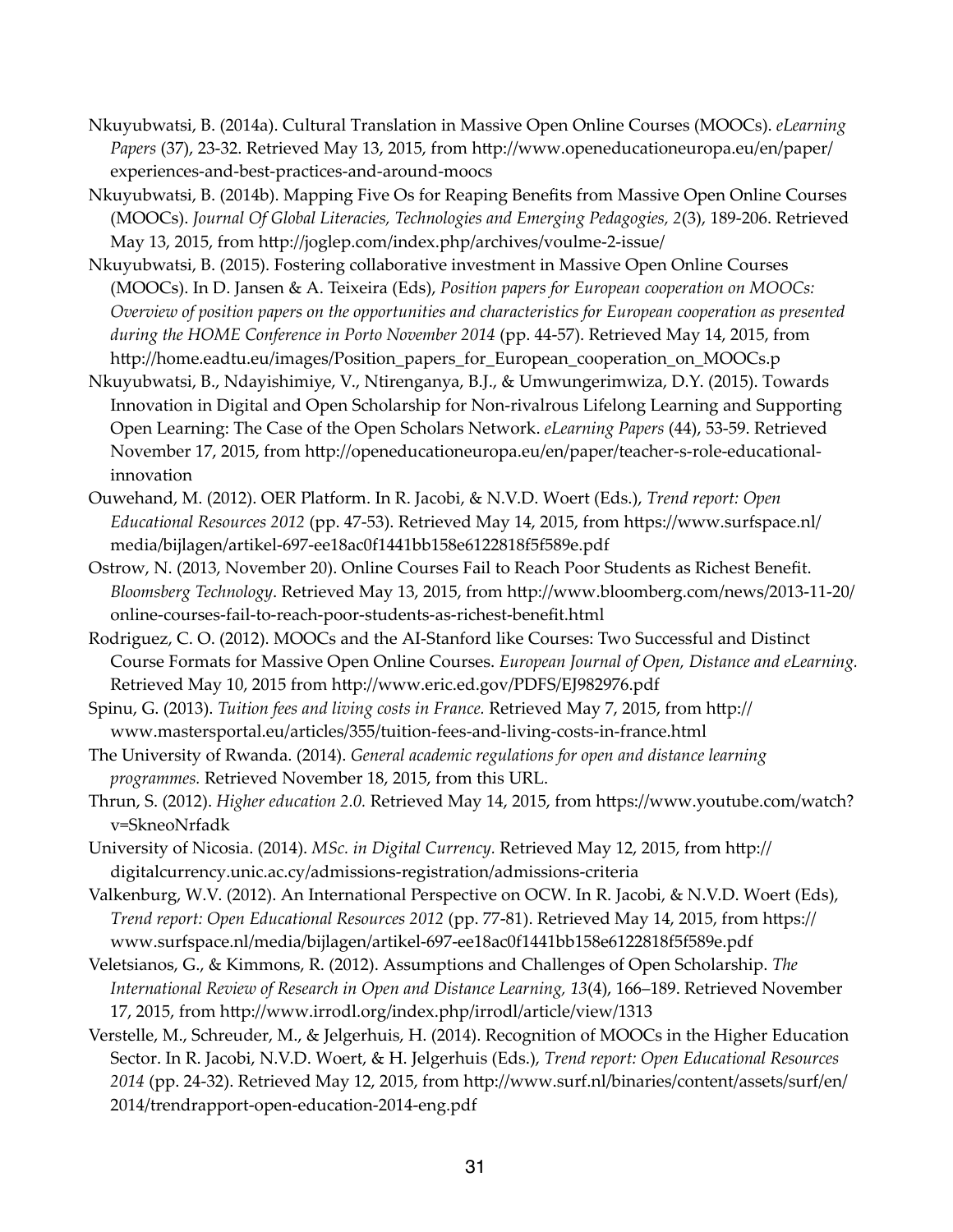Nkuyubwatsi, B. (2014a). Cultural Translation in Massive Open Online Courses (MOOCs). *eLearning Papers* (37), 23-32. Retrieved May 13, 2015, from http://www.openeducationeuropa.eu/en/paper/experiences-and-best-practices-and-around-moocs

Nkuyubwatsi, B. (2014b). Mapping Five Os for Reaping Benefits from Massive Open Online Courses (MOOCs). *Journal Of Global Literacies, Technologies and Emerging Pedagogies, 2*(3), 189-206. Retrieved May 13, 2015, from http://joglep.com/index.php/archives/voulme-2-issue/

Nkuyubwatsi, B. (2015). Fostering collaborative investment in Massive Open Online Courses (MOOCs). In D. Jansen & A. Teixeira (Eds), *Position papers for European cooperation on MOOCs: Overview of position papers on the opportunities and characteristics for European cooperation as presented during the HOME Conference in Porto November 2014* (pp. 44-57). Retrieved May 14, 2015, from http://home.eadtu.eu/images/Position_papers_for_European_cooperation_on_MOOCs.p

Nkuyubwatsi, B., Ndayishimiye, V., Ntirenganya, B.J., & Umwungerimwiza, D.Y. (2015). Towards Innovation in Digital and Open Scholarship for Non-rivalrous Lifelong Learning and Supporting Open Learning: The Case of the Open Scholars Network. *eLearning Papers* (44), 53-59. Retrieved November 17, 2015, from http://openeducationeuropa.eu/en/paper/teacher-s-role-educational-innovation

Ouwehand, M. (2012). OER Platform. In R. Jacobi, & N.V.D. Woert (Eds.), *Trend report: Open Educational Resources 2012* (pp. 47-53). Retrieved May 14, 2015, from https://www.surfspace.nl/media/bijlagen/artikel-697-ee18ac0f1441bb158e6122818f5f589e.pdf

Ostrow, N. (2013, November 20). Online Courses Fail to Reach Poor Students as Richest Benefit. *Bloomsberg Technology*. Retrieved May 13, 2015, from http://www.bloomberg.com/news/2013-11-20/online-courses-fail-to-reach-poor-students-as-richest-benefit.html

Rodriguez, C. O. (2012). MOOCs and the AI-Stanford like Courses: Two Successful and Distinct Course Formats for Massive Open Online Courses. *European Journal of Open, Distance and eLearning.* Retrieved May 10, 2015 from http://www.eric.ed.gov/PDFS/EJ982976.pdf

Spinu, G. (2013). *Tuition fees and living costs in France.* Retrieved May 7, 2015, from http://www.mastersportal.eu/articles/355/tuition-fees-and-living-costs-in-france.html

The University of Rwanda. (2014). *General academic regulations for open and distance learning programmes.* Retrieved November 18, 2015, from this URL.

Thrun, S. (2012). *Higher education 2.0.* Retrieved May 14, 2015, from https://www.youtube.com/watch?v=SkneoNrfadk

University of Nicosia. (2014). *MSc. in Digital Currency.* Retrieved May 12, 2015, from http://digitalcurrency.unic.ac.cy/admissions-registration/admissions-criteria

Valkenburg, W.V. (2012). An International Perspective on OCW. In R. Jacobi, & N.V.D. Woert (Eds), *Trend report: Open Educational Resources 2012* (pp. 77-81). Retrieved May 14, 2015, from https://www.surfspace.nl/media/bijlagen/artikel-697-ee18ac0f1441bb158e6122818f5f589e.pdf

Veletsianos, G., & Kimmons, R. (2012). Assumptions and Challenges of Open Scholarship. *The International Review of Research in Open and Distance Learning, 13*(4), 166–189. Retrieved November 17, 2015, from http://www.irrodl.org/index.php/irrodl/article/view/1313

Verstelle, M., Schreuder, M., & Jelgerhuis, H. (2014). Recognition of MOOCs in the Higher Education Sector. In R. Jacobi, N.V.D. Woert, & H. Jelgerhuis (Eds.), *Trend report: Open Educational Resources 2014* (pp. 24-32). Retrieved May 12, 2015, from http://www.surf.nl/binaries/content/assets/surf/en/2014/trendrapport-open-education-2014-eng.pdf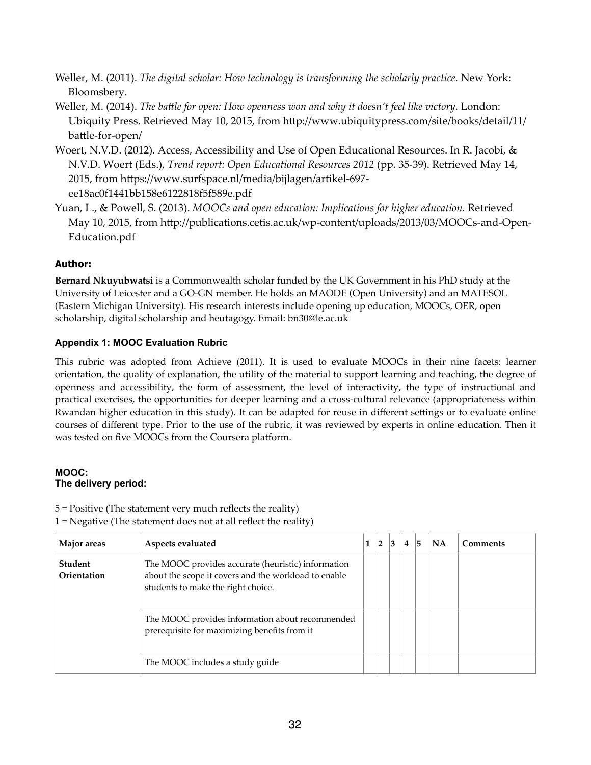Weller, M. (2011). *The digital scholar: How technology is transforming the scholarly practice.* New York: Bloomsbery.

Weller, M. (2014). *The battle for open: How openness won and why it doesn't feel like victory.* London: Ubiquity Press. Retrieved May 10, 2015, from http://www.ubiquitypress.com/site/books/detail/11/battle-for-open/

Woert, N.V.D. (2012). Access, Accessibility and Use of Open Educational Resources. In R. Jacobi, & N.V.D. Woert (Eds.), *Trend report: Open Educational Resources 2012* (pp. 35-39). Retrieved May 14, 2015, from https://www.surfspace.nl/media/bijlagen/artikel-697-ee18ac0f1441bb158e6122818f5f589e.pdf

Yuan, L., & Powell, S. (2013). *MOOCs and open education: Implications for higher education.* Retrieved May 10, 2015, from http://publications.cetis.ac.uk/wp-content/uploads/2013/03/MOOCs-and-Open-Education.pdf

### Author:

**Bernard Nkuyubwatsi** is a Commonwealth scholar funded by the UK Government in his PhD study at the University of Leicester and a GO-GN member. He holds an MAODE (Open University) and an MATESOL (Eastern Michigan University). His research interests include opening up education, MOOCs, OER, open scholarship, digital scholarship and heutagogy. Email: bn30@le.ac.uk

### Appendix 1: MOOC Evaluation Rubric

This rubric was adopted from Achieve (2011). It is used to evaluate MOOCs in their nine facets: learner orientation, the quality of explanation, the utility of the material to support learning and teaching, the degree of openness and accessibility, the form of assessment, the level of interactivity, the type of instructional and practical exercises, the opportunities for deeper learning and a cross-cultural relevance (appropriateness within Rwandan higher education in this study). It can be adapted for reuse in different settings or to evaluate online courses of different type. Prior to the use of the rubric, it was reviewed by experts in online education. Then it was tested on five MOOCs from the Coursera platform.

**MOOC:**
**The delivery period:**

5 = Positive (The statement very much reflects the reality)
1 = Negative (The statement does not at all reflect the reality)

| Major areas | Aspects evaluated | 1 | 2 | 3 | 4 | 5 | NA | Comments |
|---|---|---|---|---|---|---|---|---|
| **Student Orientation** | The MOOC provides accurate (heuristic) information about the scope it covers and the workload to enable students to make the right choice. | | | | | | | |
| | The MOOC provides information about recommended prerequisite for maximizing benefits from it | | | | | | | |
| | The MOOC includes a study guide | | | | | | | |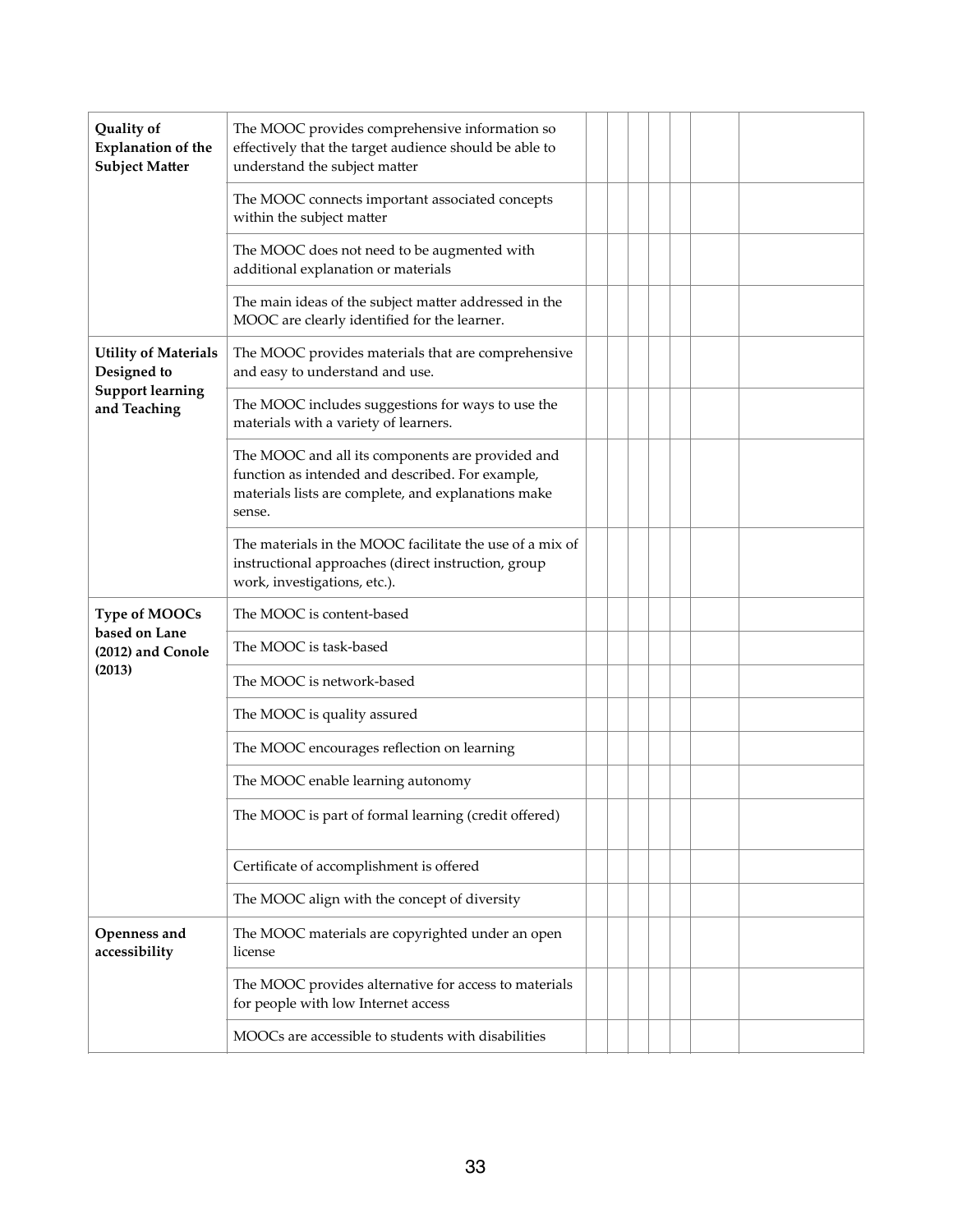| | | | | | | | | |
|---|---|---|---|---|---|---|---|---|
| **Quality of Explanation of the Subject Matter** | The MOOC provides comprehensive information so effectively that the target audience should be able to understand the subject matter | | | | | | | |
| | The MOOC connects important associated concepts within the subject matter | | | | | | | |
| | The MOOC does not need to be augmented with additional explanation or materials | | | | | | | |
| | The main ideas of the subject matter addressed in the MOOC are clearly identified for the learner. | | | | | | | |
| **Utility of Materials Designed to Support learning and Teaching** | The MOOC provides materials that are comprehensive and easy to understand and use. | | | | | | | |
| | The MOOC includes suggestions for ways to use the materials with a variety of learners. | | | | | | | |
| | The MOOC and all its components are provided and function as intended and described. For example, materials lists are complete, and explanations make sense. | | | | | | | |
| | The materials in the MOOC facilitate the use of a mix of instructional approaches (direct instruction, group work, investigations, etc.). | | | | | | | |
| **Type of MOOCs based on Lane (2012) and Conole (2013)** | The MOOC is content-based | | | | | | | |
| | The MOOC is task-based | | | | | | | |
| | The MOOC is network-based | | | | | | | |
| | The MOOC is quality assured | | | | | | | |
| | The MOOC encourages reflection on learning | | | | | | | |
| | The MOOC enable learning autonomy | | | | | | | |
| | The MOOC is part of formal learning (credit offered) | | | | | | | |
| | Certificate of accomplishment is offered | | | | | | | |
| | The MOOC align with the concept of diversity | | | | | | | |
| **Openness and accessibility** | The MOOC materials are copyrighted under an open license | | | | | | | |
| | The MOOC provides alternative for access to materials for people with low Internet access | | | | | | | |
| | MOOCs are accessible to students with disabilities | | | | | | | |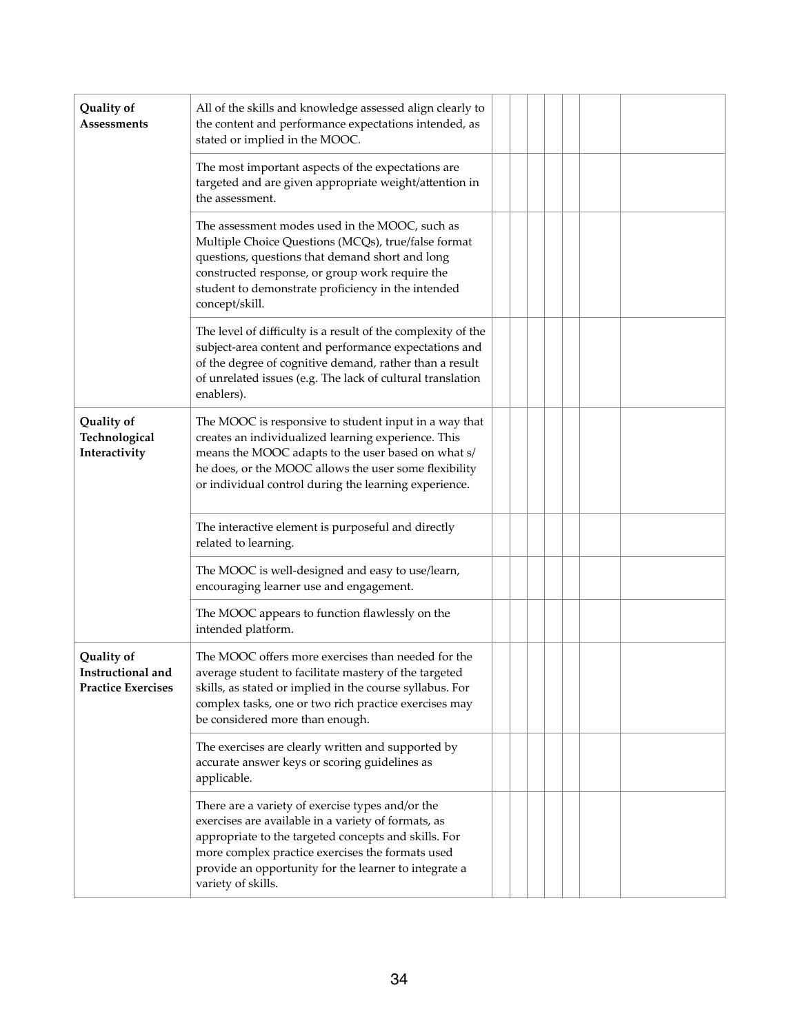| | | | | | | | | |
|---|---|---|---|---|---|---|---|---|
| **Quality of Assessments** | All of the skills and knowledge assessed align clearly to the content and performance expectations intended, as stated or implied in the MOOC. | | | | | | | |
| | The most important aspects of the expectations are targeted and are given appropriate weight/attention in the assessment. | | | | | | | |
| | The assessment modes used in the MOOC, such as Multiple Choice Questions (MCQs), true/false format questions, questions that demand short and long constructed response, or group work require the student to demonstrate proficiency in the intended concept/skill. | | | | | | | |
| | The level of difficulty is a result of the complexity of the subject-area content and performance expectations and of the degree of cognitive demand, rather than a result of unrelated issues (e.g. The lack of cultural translation enablers). | | | | | | | |
| **Quality of Technological Interactivity** | The MOOC is responsive to student input in a way that creates an individualized learning experience. This means the MOOC adapts to the user based on what s/he does, or the MOOC allows the user some flexibility or individual control during the learning experience. | | | | | | | |
| | The interactive element is purposeful and directly related to learning. | | | | | | | |
| | The MOOC is well-designed and easy to use/learn, encouraging learner use and engagement. | | | | | | | |
| | The MOOC appears to function flawlessly on the intended platform. | | | | | | | |
| **Quality of Instructional and Practice Exercises** | The MOOC offers more exercises than needed for the average student to facilitate mastery of the targeted skills, as stated or implied in the course syllabus. For complex tasks, one or two rich practice exercises may be considered more than enough. | | | | | | | |
| | The exercises are clearly written and supported by accurate answer keys or scoring guidelines as applicable. | | | | | | | |
| | There are a variety of exercise types and/or the exercises are available in a variety of formats, as appropriate to the targeted concepts and skills. For more complex practice exercises the formats used provide an opportunity for the learner to integrate a variety of skills. | | | | | | | |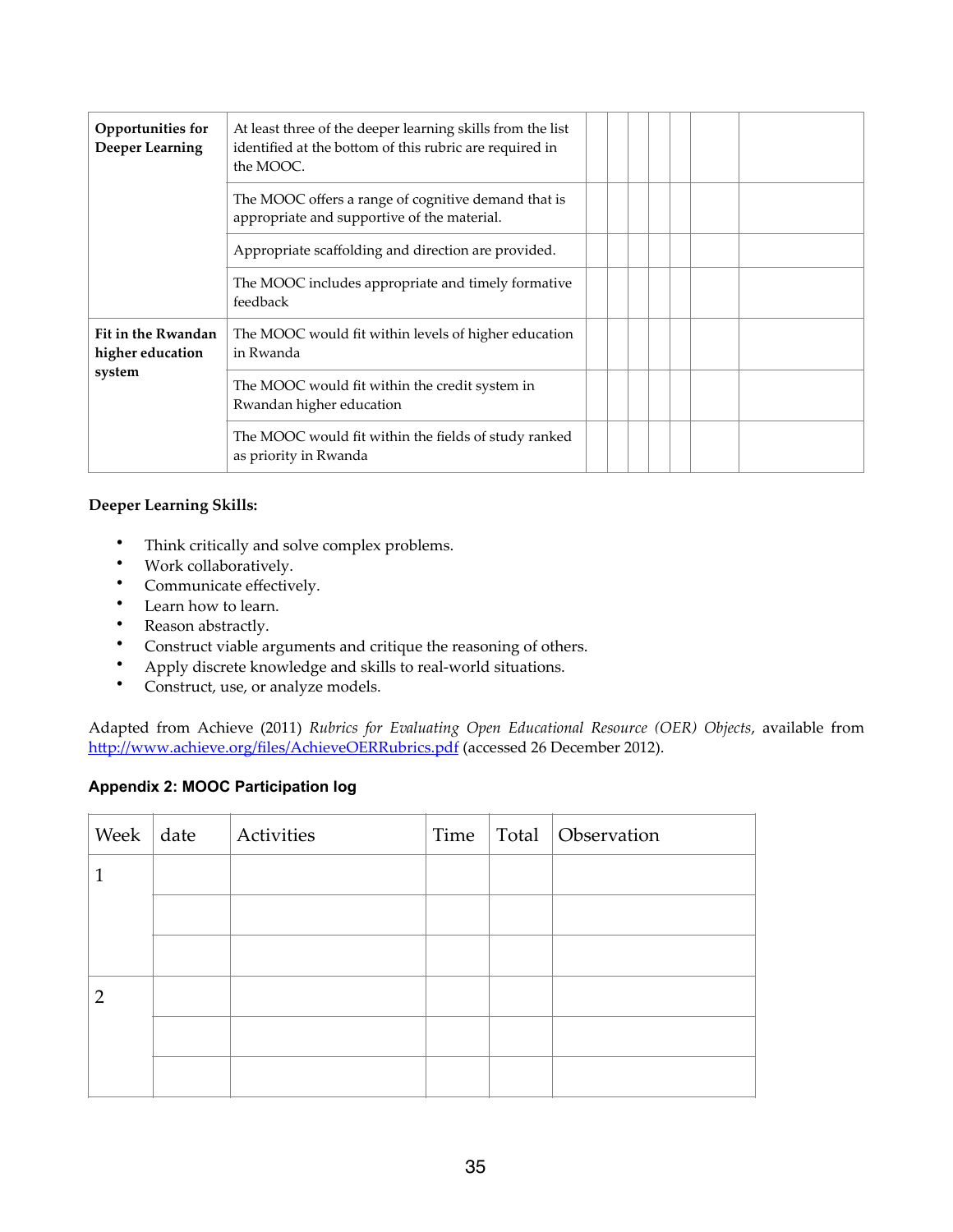| | | | | | | | | |
|---|---|---|---|---|---|---|---|---|
| **Opportunities for Deeper Learning** | At least three of the deeper learning skills from the list identified at the bottom of this rubric are required in the MOOC. | | | | | | | |
| | The MOOC offers a range of cognitive demand that is appropriate and supportive of the material. | | | | | | | |
| | Appropriate scaffolding and direction are provided. | | | | | | | |
| | The MOOC includes appropriate and timely formative feedback | | | | | | | |
| **Fit in the Rwandan higher education system** | The MOOC would fit within levels of higher education in Rwanda | | | | | | | |
| | The MOOC would fit within the credit system in Rwandan higher education | | | | | | | |
| | The MOOC would fit within the fields of study ranked as priority in Rwanda | | | | | | | |

**Deeper Learning Skills:**

- Think critically and solve complex problems.
- Work collaboratively.
- Communicate effectively.
- Learn how to learn.
- Reason abstractly.
- Construct viable arguments and critique the reasoning of others.
- Apply discrete knowledge and skills to real-world situations.
- Construct, use, or analyze models.

Adapted from Achieve (2011) *Rubrics for Evaluating Open Educational Resource (OER) Objects*, available from http://www.achieve.org/files/AchieveOERRubrics.pdf (accessed 26 December 2012).

**Appendix 2: MOOC Participation log**

| Week | date | Activities | Time | Total | Observation |
|---|---|---|---|---|---|
| 1 | | | | | |
| | | | | | |
| | | | | | |
| 2 | | | | | |
| | | | | | |
| | | | | | |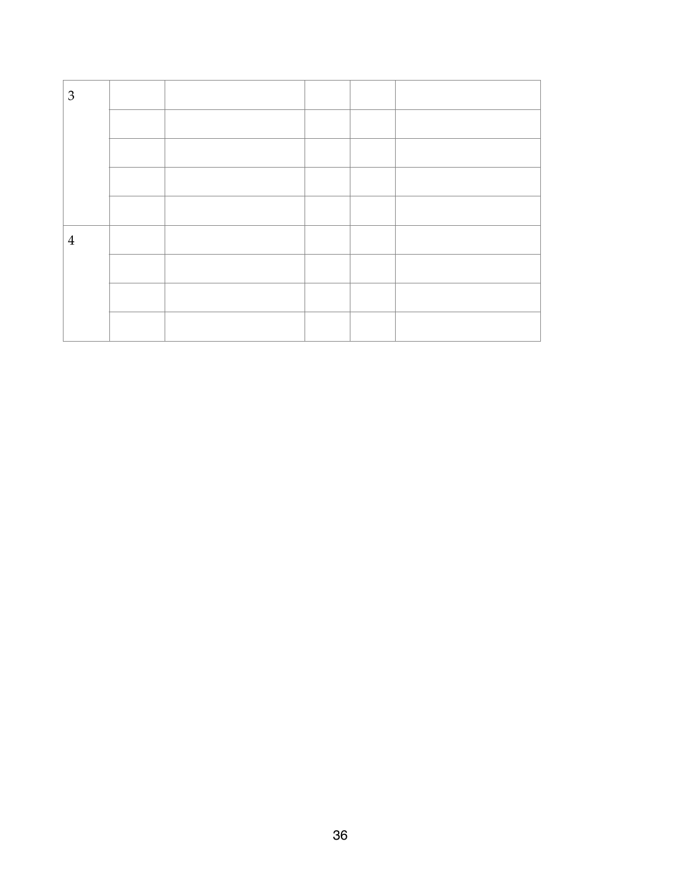| | | | | | |
|---|---|---|---|---|---|
| 3 | | | | | |
| | | | | | |
| | | | | | |
| | | | | | |
| | | | | | |
| 4 | | | | | |
| | | | | | |
| | | | | | |
| | | | | | |